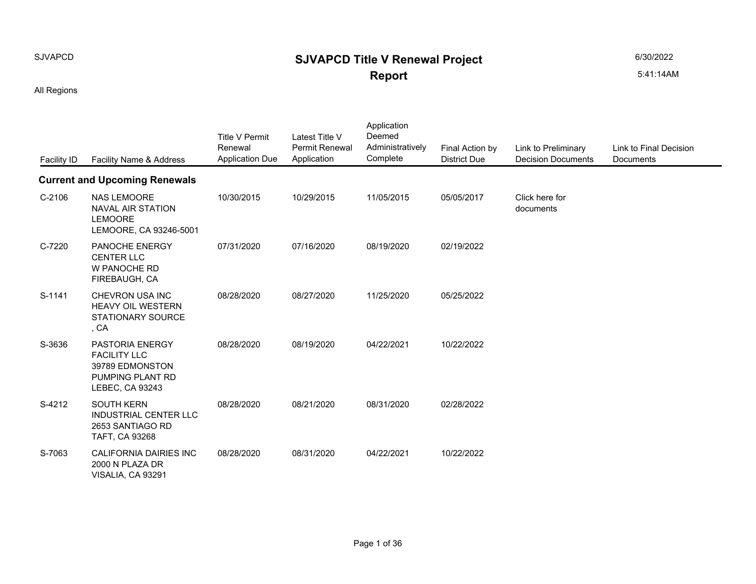SJVAPCD

# SJVAPCD Title V Renewal Project Report

6/30/2022

5:41:14AM

All Regions

| Facility ID | Facility Name & Address | Title V Permit Renewal Application Due | Latest Title V Permit Renewal Application | Application Deemed Administratively Complete | Final Action by District Due | Link to Preliminary Decision Documents | Link to Final Decision Documents |
|---|---|---|---|---|---|---|---|
| **Current and Upcoming Renewals** | | | | | | | |
| C-2106 | NAS LEMOORE<br>NAVAL AIR STATION LEMOORE<br>LEMOORE, CA 93246-5001 | 10/30/2015 | 10/29/2015 | 11/05/2015 | 05/05/2017 | Click here for documents | |
| C-7220 | PANOCHE ENERGY CENTER LLC<br>W PANOCHE RD<br>FIREBAUGH, CA | 07/31/2020 | 07/16/2020 | 08/19/2020 | 02/19/2022 | | |
| S-1141 | CHEVRON USA INC<br>HEAVY OIL WESTERN STATIONARY SOURCE<br>, CA | 08/28/2020 | 08/27/2020 | 11/25/2020 | 05/25/2022 | | |
| S-3636 | PASTORIA ENERGY FACILITY LLC<br>39789 EDMONSTON PUMPING PLANT RD<br>LEBEC, CA 93243 | 08/28/2020 | 08/19/2020 | 04/22/2021 | 10/22/2022 | | |
| S-4212 | SOUTH KERN INDUSTRIAL CENTER LLC<br>2653 SANTIAGO RD<br>TAFT, CA 93268 | 08/28/2020 | 08/21/2020 | 08/31/2020 | 02/28/2022 | | |
| S-7063 | CALIFORNIA DAIRIES INC<br>2000 N PLAZA DR<br>VISALIA, CA 93291 | 08/28/2020 | 08/31/2020 | 04/22/2021 | 10/22/2022 | | |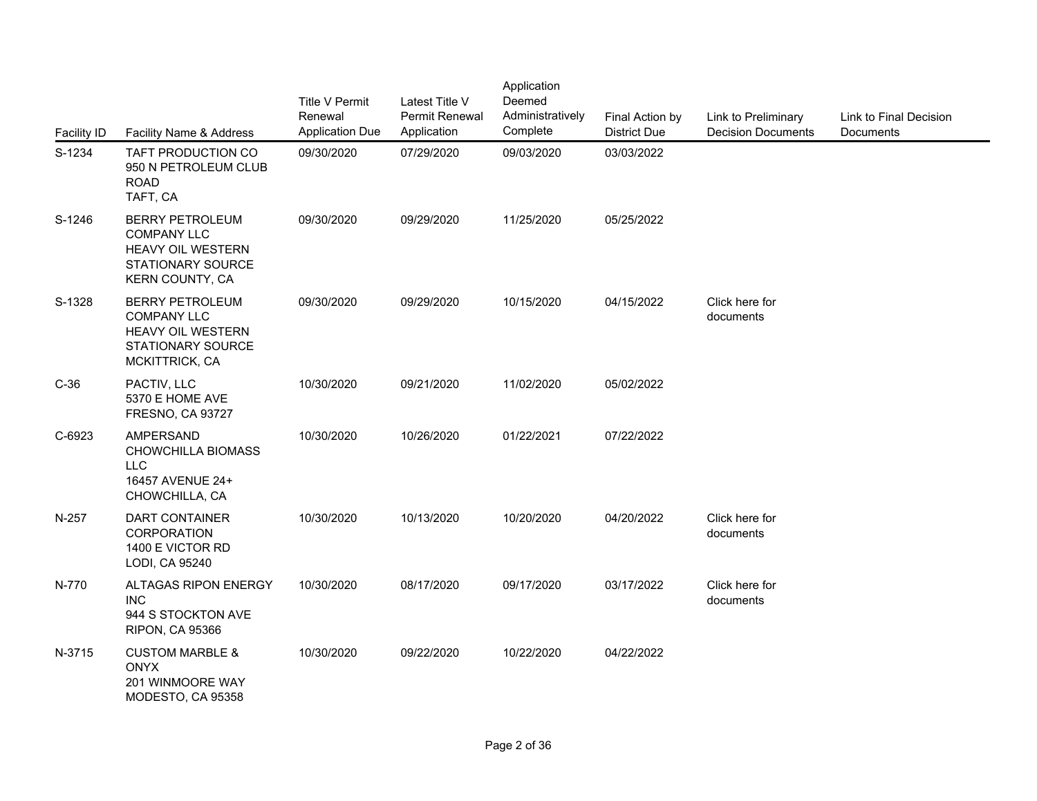| Facility ID | Facility Name & Address | Title V Permit Renewal Application Due | Latest Title V Permit Renewal Application | Application Deemed Administratively Complete | Final Action by District Due | Link to Preliminary Decision Documents | Link to Final Decision Documents |
|---|---|---|---|---|---|---|---|
| S-1234 | TAFT PRODUCTION CO<br>950 N PETROLEUM CLUB ROAD<br>TAFT, CA | 09/30/2020 | 07/29/2020 | 09/03/2020 | 03/03/2022 | | |
| S-1246 | BERRY PETROLEUM COMPANY LLC<br>HEAVY OIL WESTERN STATIONARY SOURCE<br>KERN COUNTY, CA | 09/30/2020 | 09/29/2020 | 11/25/2020 | 05/25/2022 | | |
| S-1328 | BERRY PETROLEUM COMPANY LLC<br>HEAVY OIL WESTERN STATIONARY SOURCE<br>MCKITTRICK, CA | 09/30/2020 | 09/29/2020 | 10/15/2020 | 04/15/2022 | Click here for documents | |
| C-36 | PACTIV, LLC<br>5370 E HOME AVE<br>FRESNO, CA 93727 | 10/30/2020 | 09/21/2020 | 11/02/2020 | 05/02/2022 | | |
| C-6923 | AMPERSAND CHOWCHILLA BIOMASS LLC<br>16457 AVENUE 24+<br>CHOWCHILLA, CA | 10/30/2020 | 10/26/2020 | 01/22/2021 | 07/22/2022 | | |
| N-257 | DART CONTAINER CORPORATION<br>1400 E VICTOR RD<br>LODI, CA 95240 | 10/30/2020 | 10/13/2020 | 10/20/2020 | 04/20/2022 | Click here for documents | |
| N-770 | ALTAGAS RIPON ENERGY INC<br>944 S STOCKTON AVE<br>RIPON, CA 95366 | 10/30/2020 | 08/17/2020 | 09/17/2020 | 03/17/2022 | Click here for documents | |
| N-3715 | CUSTOM MARBLE & ONYX<br>201 WINMOORE WAY<br>MODESTO, CA 95358 | 10/30/2020 | 09/22/2020 | 10/22/2020 | 04/22/2022 | | |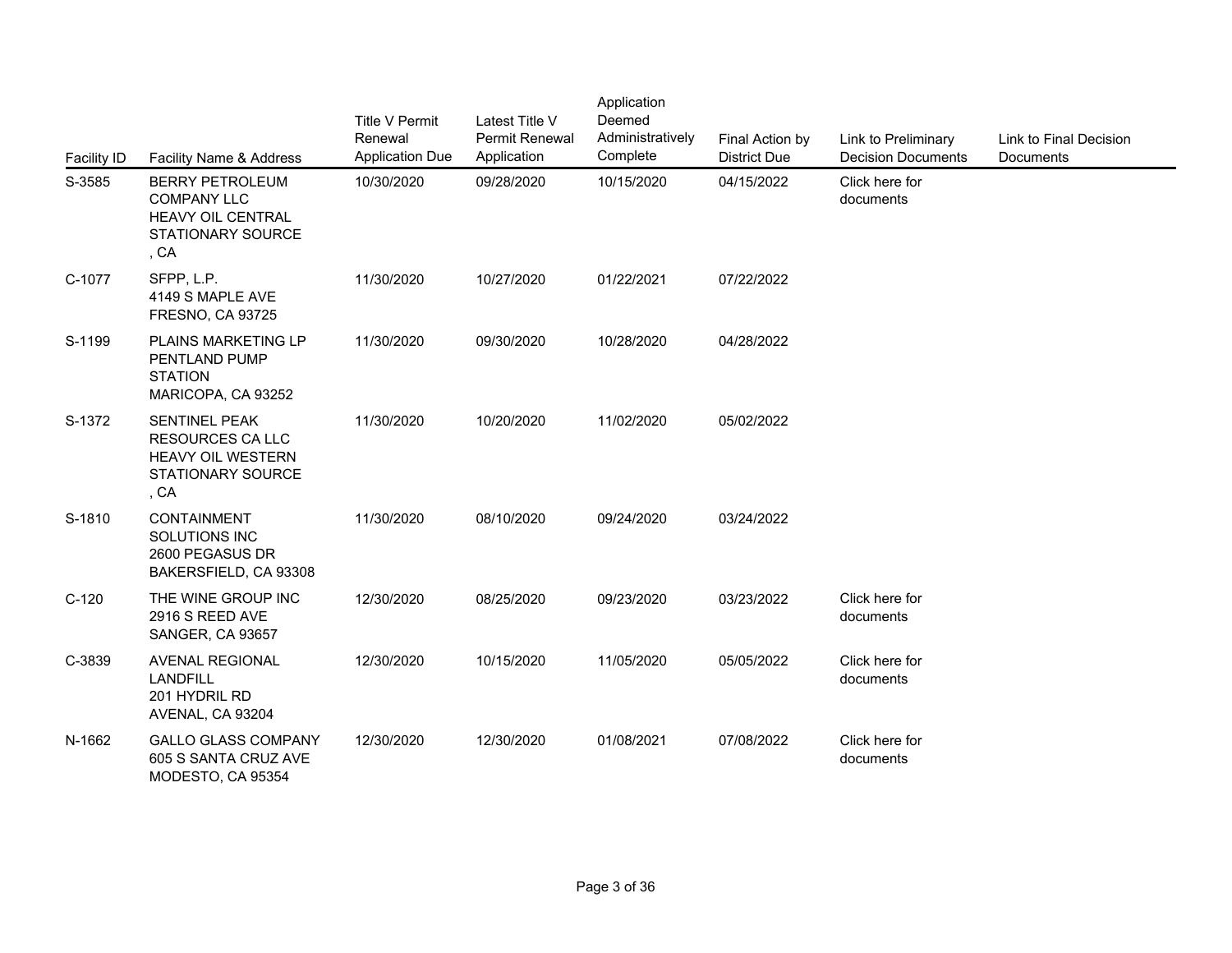| Facility ID | Facility Name & Address | Title V Permit Renewal Application Due | Latest Title V Permit Renewal Application | Application Deemed Administratively Complete | Final Action by District Due | Link to Preliminary Decision Documents | Link to Final Decision Documents |
|---|---|---|---|---|---|---|---|
| S-3585 | BERRY PETROLEUM COMPANY LLC HEAVY OIL CENTRAL STATIONARY SOURCE , CA | 10/30/2020 | 09/28/2020 | 10/15/2020 | 04/15/2022 | Click here for documents | |
| C-1077 | SFPP, L.P. 4149 S MAPLE AVE FRESNO, CA 93725 | 11/30/2020 | 10/27/2020 | 01/22/2021 | 07/22/2022 | | |
| S-1199 | PLAINS MARKETING LP PENTLAND PUMP STATION MARICOPA, CA 93252 | 11/30/2020 | 09/30/2020 | 10/28/2020 | 04/28/2022 | | |
| S-1372 | SENTINEL PEAK RESOURCES CA LLC HEAVY OIL WESTERN STATIONARY SOURCE , CA | 11/30/2020 | 10/20/2020 | 11/02/2020 | 05/02/2022 | | |
| S-1810 | CONTAINMENT SOLUTIONS INC 2600 PEGASUS DR BAKERSFIELD, CA 93308 | 11/30/2020 | 08/10/2020 | 09/24/2020 | 03/24/2022 | | |
| C-120 | THE WINE GROUP INC 2916 S REED AVE SANGER, CA 93657 | 12/30/2020 | 08/25/2020 | 09/23/2020 | 03/23/2022 | Click here for documents | |
| C-3839 | AVENAL REGIONAL LANDFILL 201 HYDRIL RD AVENAL, CA 93204 | 12/30/2020 | 10/15/2020 | 11/05/2020 | 05/05/2022 | Click here for documents | |
| N-1662 | GALLO GLASS COMPANY 605 S SANTA CRUZ AVE MODESTO, CA 95354 | 12/30/2020 | 12/30/2020 | 01/08/2021 | 07/08/2022 | Click here for documents | |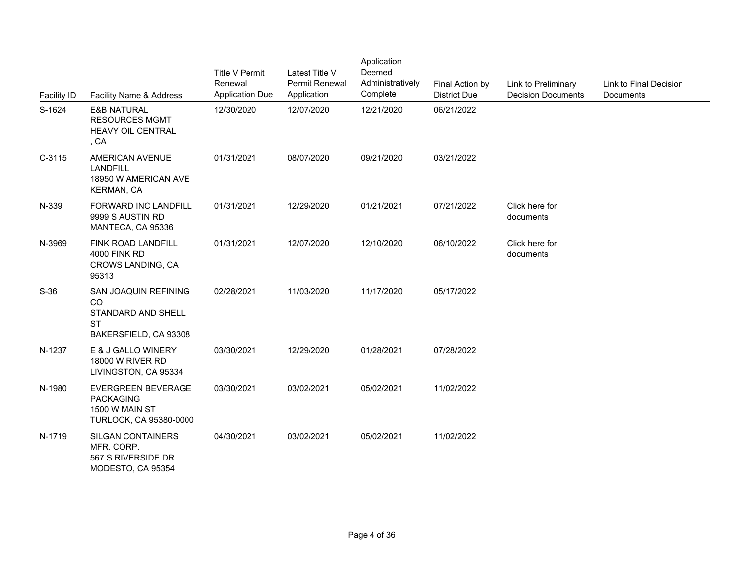| Facility ID | Facility Name & Address | Title V Permit Renewal Application Due | Latest Title V Permit Renewal Application | Application Deemed Administratively Complete | Final Action by District Due | Link to Preliminary Decision Documents | Link to Final Decision Documents |
|---|---|---|---|---|---|---|---|
| S-1624 | E&B NATURAL RESOURCES MGMT<br>HEAVY OIL CENTRAL<br>, CA | 12/30/2020 | 12/07/2020 | 12/21/2020 | 06/21/2022 | | |
| C-3115 | AMERICAN AVENUE LANDFILL<br>18950 W AMERICAN AVE<br>KERMAN, CA | 01/31/2021 | 08/07/2020 | 09/21/2020 | 03/21/2022 | | |
| N-339 | FORWARD INC LANDFILL<br>9999 S AUSTIN RD<br>MANTECA, CA 95336 | 01/31/2021 | 12/29/2020 | 01/21/2021 | 07/21/2022 | Click here for documents | |
| N-3969 | FINK ROAD LANDFILL<br>4000 FINK RD<br>CROWS LANDING, CA 95313 | 01/31/2021 | 12/07/2020 | 12/10/2020 | 06/10/2022 | Click here for documents | |
| S-36 | SAN JOAQUIN REFINING CO<br>STANDARD AND SHELL ST<br>BAKERSFIELD, CA 93308 | 02/28/2021 | 11/03/2020 | 11/17/2020 | 05/17/2022 | | |
| N-1237 | E & J GALLO WINERY<br>18000 W RIVER RD<br>LIVINGSTON, CA 95334 | 03/30/2021 | 12/29/2020 | 01/28/2021 | 07/28/2022 | | |
| N-1980 | EVERGREEN BEVERAGE PACKAGING<br>1500 W MAIN ST<br>TURLOCK, CA 95380-0000 | 03/30/2021 | 03/02/2021 | 05/02/2021 | 11/02/2022 | | |
| N-1719 | SILGAN CONTAINERS MFR. CORP.<br>567 S RIVERSIDE DR<br>MODESTO, CA 95354 | 04/30/2021 | 03/02/2021 | 05/02/2021 | 11/02/2022 | | |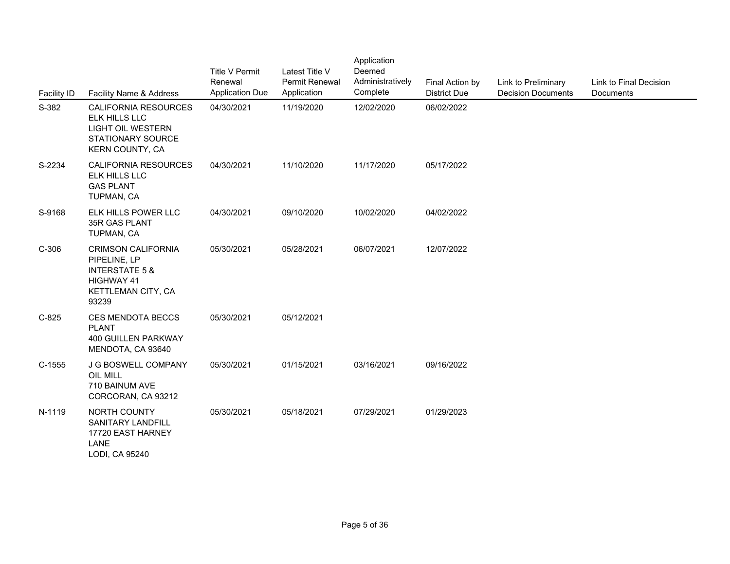| Facility ID | Facility Name & Address | Title V Permit Renewal Application Due | Latest Title V Permit Renewal Application | Application Deemed Administratively Complete | Final Action by District Due | Link to Preliminary Decision Documents | Link to Final Decision Documents |
|---|---|---|---|---|---|---|---|
| S-382 | CALIFORNIA RESOURCES ELK HILLS LLC LIGHT OIL WESTERN STATIONARY SOURCE KERN COUNTY, CA | 04/30/2021 | 11/19/2020 | 12/02/2020 | 06/02/2022 | | |
| S-2234 | CALIFORNIA RESOURCES ELK HILLS LLC GAS PLANT TUPMAN, CA | 04/30/2021 | 11/10/2020 | 11/17/2020 | 05/17/2022 | | |
| S-9168 | ELK HILLS POWER LLC 35R GAS PLANT TUPMAN, CA | 04/30/2021 | 09/10/2020 | 10/02/2020 | 04/02/2022 | | |
| C-306 | CRIMSON CALIFORNIA PIPELINE, LP INTERSTATE 5 & HIGHWAY 41 KETTLEMAN CITY, CA 93239 | 05/30/2021 | 05/28/2021 | 06/07/2021 | 12/07/2022 | | |
| C-825 | CES MENDOTA BECCS PLANT 400 GUILLEN PARKWAY MENDOTA, CA 93640 | 05/30/2021 | 05/12/2021 | | | | |
| C-1555 | J G BOSWELL COMPANY OIL MILL 710 BAINUM AVE CORCORAN, CA 93212 | 05/30/2021 | 01/15/2021 | 03/16/2021 | 09/16/2022 | | |
| N-1119 | NORTH COUNTY SANITARY LANDFILL 17720 EAST HARNEY LANE LODI, CA 95240 | 05/30/2021 | 05/18/2021 | 07/29/2021 | 01/29/2023 | | |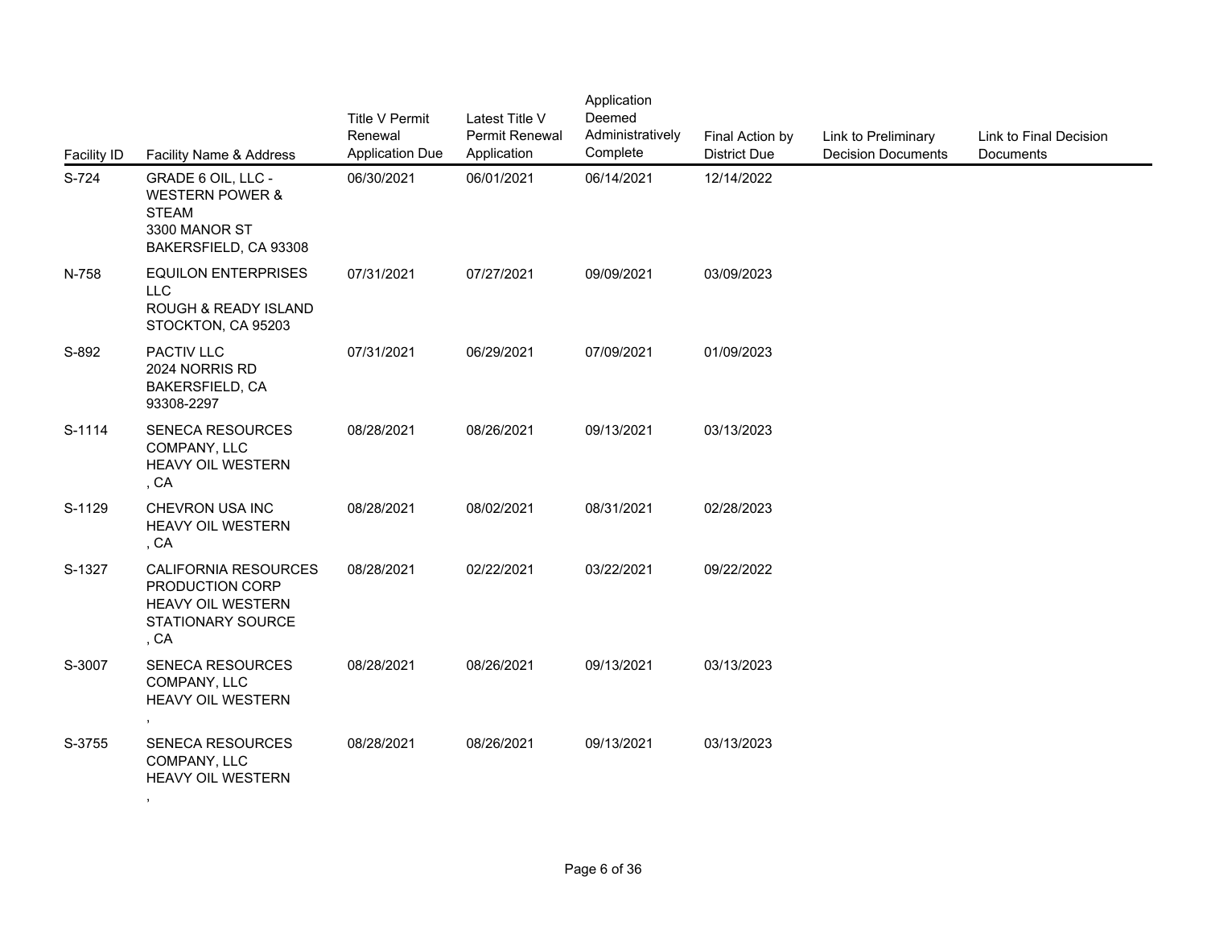| Facility ID | Facility Name & Address | Title V Permit Renewal Application Due | Latest Title V Permit Renewal Application | Application Deemed Administratively Complete | Final Action by District Due | Link to Preliminary Decision Documents | Link to Final Decision Documents |
|---|---|---|---|---|---|---|---|
| S-724 | GRADE 6 OIL, LLC - WESTERN POWER & STEAM<br>3300 MANOR ST<br>BAKERSFIELD, CA 93308 | 06/30/2021 | 06/01/2021 | 06/14/2021 | 12/14/2022 | | |
| N-758 | EQUILON ENTERPRISES LLC<br>ROUGH & READY ISLAND<br>STOCKTON, CA 95203 | 07/31/2021 | 07/27/2021 | 09/09/2021 | 03/09/2023 | | |
| S-892 | PACTIV LLC<br>2024 NORRIS RD<br>BAKERSFIELD, CA 93308-2297 | 07/31/2021 | 06/29/2021 | 07/09/2021 | 01/09/2023 | | |
| S-1114 | SENECA RESOURCES COMPANY, LLC<br>HEAVY OIL WESTERN<br>, CA | 08/28/2021 | 08/26/2021 | 09/13/2021 | 03/13/2023 | | |
| S-1129 | CHEVRON USA INC<br>HEAVY OIL WESTERN<br>, CA | 08/28/2021 | 08/02/2021 | 08/31/2021 | 02/28/2023 | | |
| S-1327 | CALIFORNIA RESOURCES PRODUCTION CORP<br>HEAVY OIL WESTERN STATIONARY SOURCE<br>, CA | 08/28/2021 | 02/22/2021 | 03/22/2021 | 09/22/2022 | | |
| S-3007 | SENECA RESOURCES COMPANY, LLC<br>HEAVY OIL WESTERN<br>, | 08/28/2021 | 08/26/2021 | 09/13/2021 | 03/13/2023 | | |
| S-3755 | SENECA RESOURCES COMPANY, LLC<br>HEAVY OIL WESTERN<br>, | 08/28/2021 | 08/26/2021 | 09/13/2021 | 03/13/2023 | | |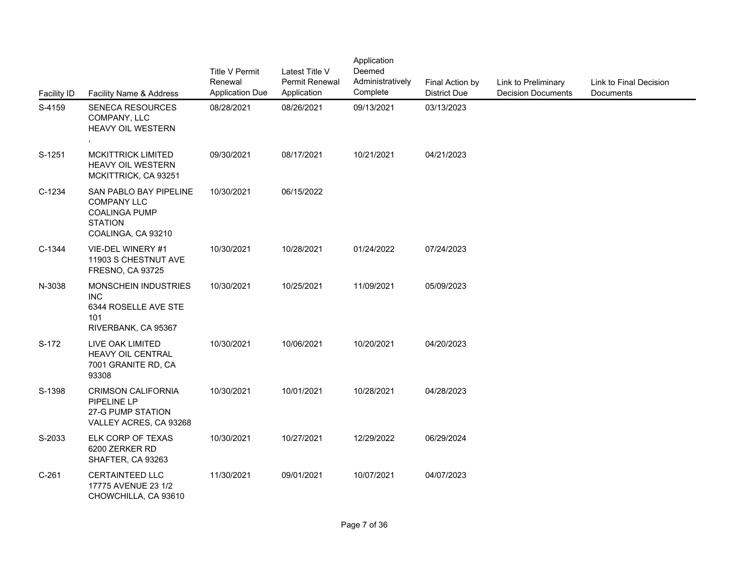| Facility ID | Facility Name & Address | Title V Permit Renewal Application Due | Latest Title V Permit Renewal Application | Application Deemed Administratively Complete | Final Action by District Due | Link to Preliminary Decision Documents | Link to Final Decision Documents |
|---|---|---|---|---|---|---|---|
| S-4159 | SENECA RESOURCES COMPANY, LLC<br>HEAVY OIL WESTERN<br>, | 08/28/2021 | 08/26/2021 | 09/13/2021 | 03/13/2023 | | |
| S-1251 | MCKITTRICK LIMITED<br>HEAVY OIL WESTERN<br>MCKITTRICK, CA 93251 | 09/30/2021 | 08/17/2021 | 10/21/2021 | 04/21/2023 | | |
| C-1234 | SAN PABLO BAY PIPELINE COMPANY LLC<br>COALINGA PUMP STATION<br>COALINGA, CA 93210 | 10/30/2021 | 06/15/2022 | | | | |
| C-1344 | VIE-DEL WINERY #1<br>11903 S CHESTNUT AVE<br>FRESNO, CA 93725 | 10/30/2021 | 10/28/2021 | 01/24/2022 | 07/24/2023 | | |
| N-3038 | MONSCHEIN INDUSTRIES INC<br>6344 ROSELLE AVE STE 101<br>RIVERBANK, CA 95367 | 10/30/2021 | 10/25/2021 | 11/09/2021 | 05/09/2023 | | |
| S-172 | LIVE OAK LIMITED<br>HEAVY OIL CENTRAL<br>7001 GRANITE RD, CA 93308 | 10/30/2021 | 10/06/2021 | 10/20/2021 | 04/20/2023 | | |
| S-1398 | CRIMSON CALIFORNIA PIPELINE LP<br>27-G PUMP STATION<br>VALLEY ACRES, CA 93268 | 10/30/2021 | 10/01/2021 | 10/28/2021 | 04/28/2023 | | |
| S-2033 | ELK CORP OF TEXAS<br>6200 ZERKER RD<br>SHAFTER, CA 93263 | 10/30/2021 | 10/27/2021 | 12/29/2022 | 06/29/2024 | | |
| C-261 | CERTAINTEED LLC<br>17775 AVENUE 23 1/2<br>CHOWCHILLA, CA 93610 | 11/30/2021 | 09/01/2021 | 10/07/2021 | 04/07/2023 | | |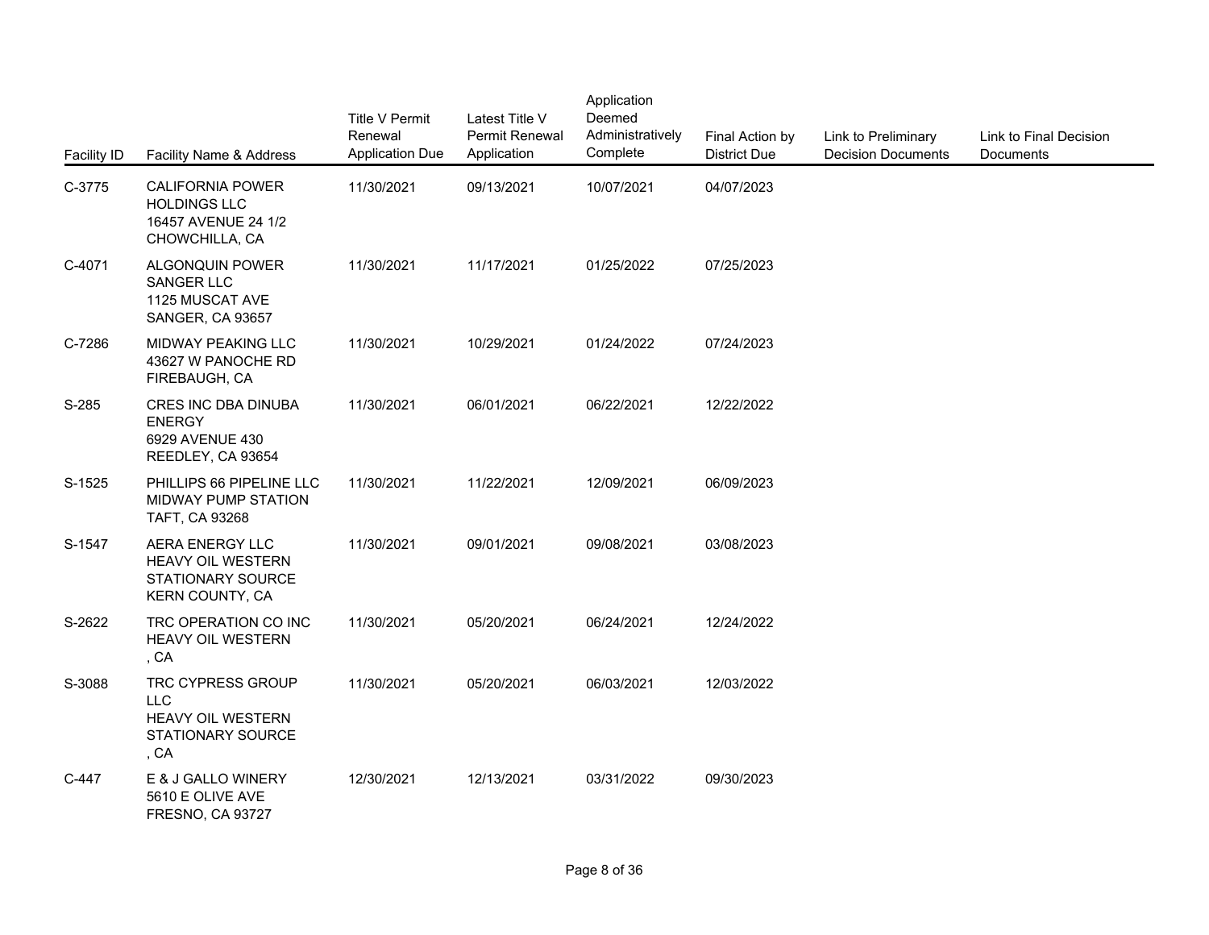| Facility ID | Facility Name & Address | Title V Permit Renewal Application Due | Latest Title V Permit Renewal Application | Application Deemed Administratively Complete | Final Action by District Due | Link to Preliminary Decision Documents | Link to Final Decision Documents |
|---|---|---|---|---|---|---|---|
| C-3775 | CALIFORNIA POWER HOLDINGS LLC<br>16457 AVENUE 24 1/2<br>CHOWCHILLA, CA | 11/30/2021 | 09/13/2021 | 10/07/2021 | 04/07/2023 | | |
| C-4071 | ALGONQUIN POWER SANGER LLC<br>1125 MUSCAT AVE<br>SANGER, CA 93657 | 11/30/2021 | 11/17/2021 | 01/25/2022 | 07/25/2023 | | |
| C-7286 | MIDWAY PEAKING LLC<br>43627 W PANOCHE RD<br>FIREBAUGH, CA | 11/30/2021 | 10/29/2021 | 01/24/2022 | 07/24/2023 | | |
| S-285 | CRES INC DBA DINUBA ENERGY<br>6929 AVENUE 430<br>REEDLEY, CA 93654 | 11/30/2021 | 06/01/2021 | 06/22/2021 | 12/22/2022 | | |
| S-1525 | PHILLIPS 66 PIPELINE LLC<br>MIDWAY PUMP STATION<br>TAFT, CA 93268 | 11/30/2021 | 11/22/2021 | 12/09/2021 | 06/09/2023 | | |
| S-1547 | AERA ENERGY LLC<br>HEAVY OIL WESTERN STATIONARY SOURCE<br>KERN COUNTY, CA | 11/30/2021 | 09/01/2021 | 09/08/2021 | 03/08/2023 | | |
| S-2622 | TRC OPERATION CO INC<br>HEAVY OIL WESTERN<br>, CA | 11/30/2021 | 05/20/2021 | 06/24/2021 | 12/24/2022 | | |
| S-3088 | TRC CYPRESS GROUP LLC<br>HEAVY OIL WESTERN STATIONARY SOURCE<br>, CA | 11/30/2021 | 05/20/2021 | 06/03/2021 | 12/03/2022 | | |
| C-447 | E & J GALLO WINERY<br>5610 E OLIVE AVE<br>FRESNO, CA 93727 | 12/30/2021 | 12/13/2021 | 03/31/2022 | 09/30/2023 | | |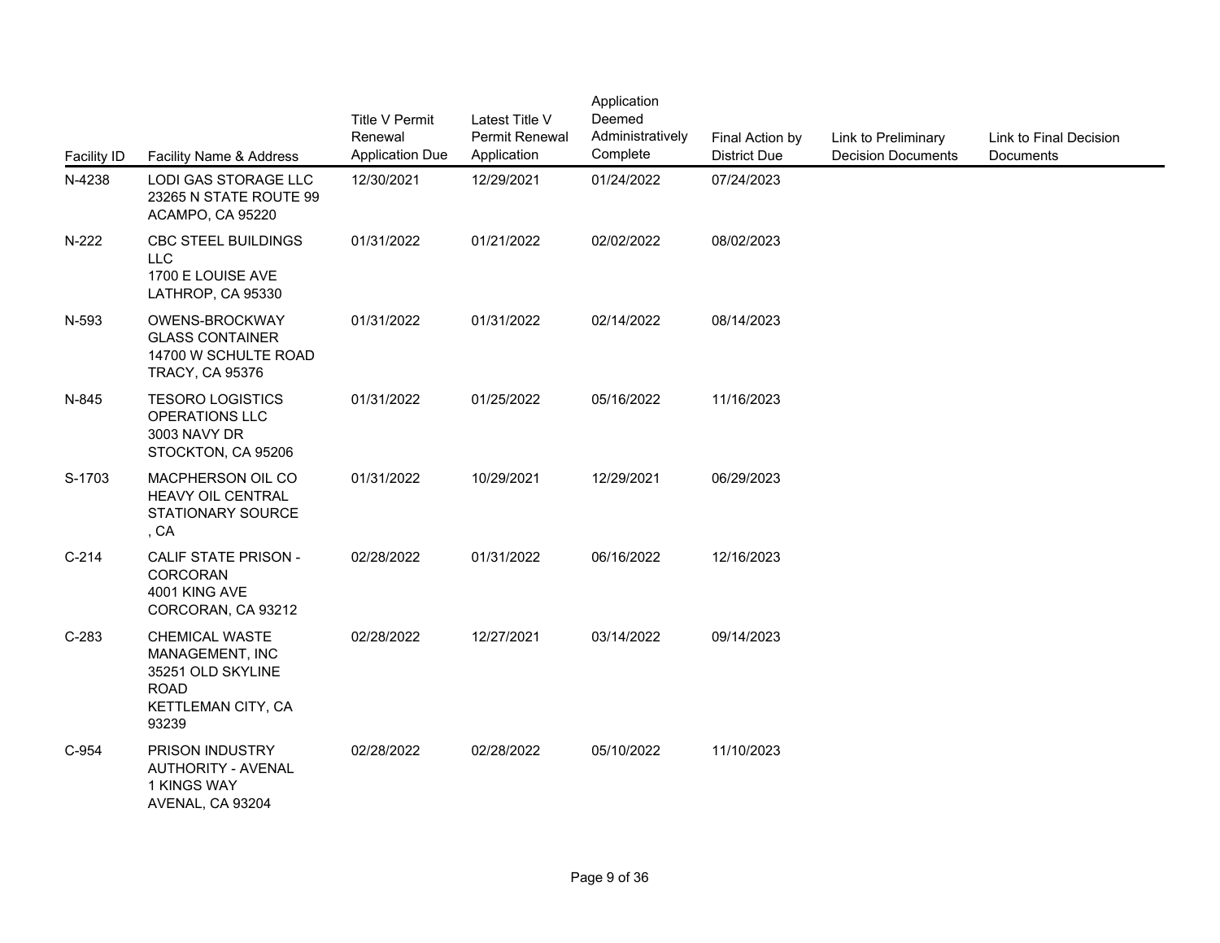| Facility ID | Facility Name & Address | Title V Permit Renewal Application Due | Latest Title V Permit Renewal Application | Application Deemed Administratively Complete | Final Action by District Due | Link to Preliminary Decision Documents | Link to Final Decision Documents |
|---|---|---|---|---|---|---|---|
| N-4238 | LODI GAS STORAGE LLC<br>23265 N STATE ROUTE 99<br>ACAMPO, CA 95220 | 12/30/2021 | 12/29/2021 | 01/24/2022 | 07/24/2023 | | |
| N-222 | CBC STEEL BUILDINGS LLC<br>1700 E LOUISE AVE<br>LATHROP, CA 95330 | 01/31/2022 | 01/21/2022 | 02/02/2022 | 08/02/2023 | | |
| N-593 | OWENS-BROCKWAY GLASS CONTAINER<br>14700 W SCHULTE ROAD<br>TRACY, CA 95376 | 01/31/2022 | 01/31/2022 | 02/14/2022 | 08/14/2023 | | |
| N-845 | TESORO LOGISTICS OPERATIONS LLC<br>3003 NAVY DR<br>STOCKTON, CA 95206 | 01/31/2022 | 01/25/2022 | 05/16/2022 | 11/16/2023 | | |
| S-1703 | MACPHERSON OIL CO HEAVY OIL CENTRAL STATIONARY SOURCE<br>, CA | 01/31/2022 | 10/29/2021 | 12/29/2021 | 06/29/2023 | | |
| C-214 | CALIF STATE PRISON - CORCORAN<br>4001 KING AVE<br>CORCORAN, CA 93212 | 02/28/2022 | 01/31/2022 | 06/16/2022 | 12/16/2023 | | |
| C-283 | CHEMICAL WASTE MANAGEMENT, INC<br>35251 OLD SKYLINE ROAD<br>KETTLEMAN CITY, CA 93239 | 02/28/2022 | 12/27/2021 | 03/14/2022 | 09/14/2023 | | |
| C-954 | PRISON INDUSTRY AUTHORITY - AVENAL<br>1 KINGS WAY<br>AVENAL, CA 93204 | 02/28/2022 | 02/28/2022 | 05/10/2022 | 11/10/2023 | | |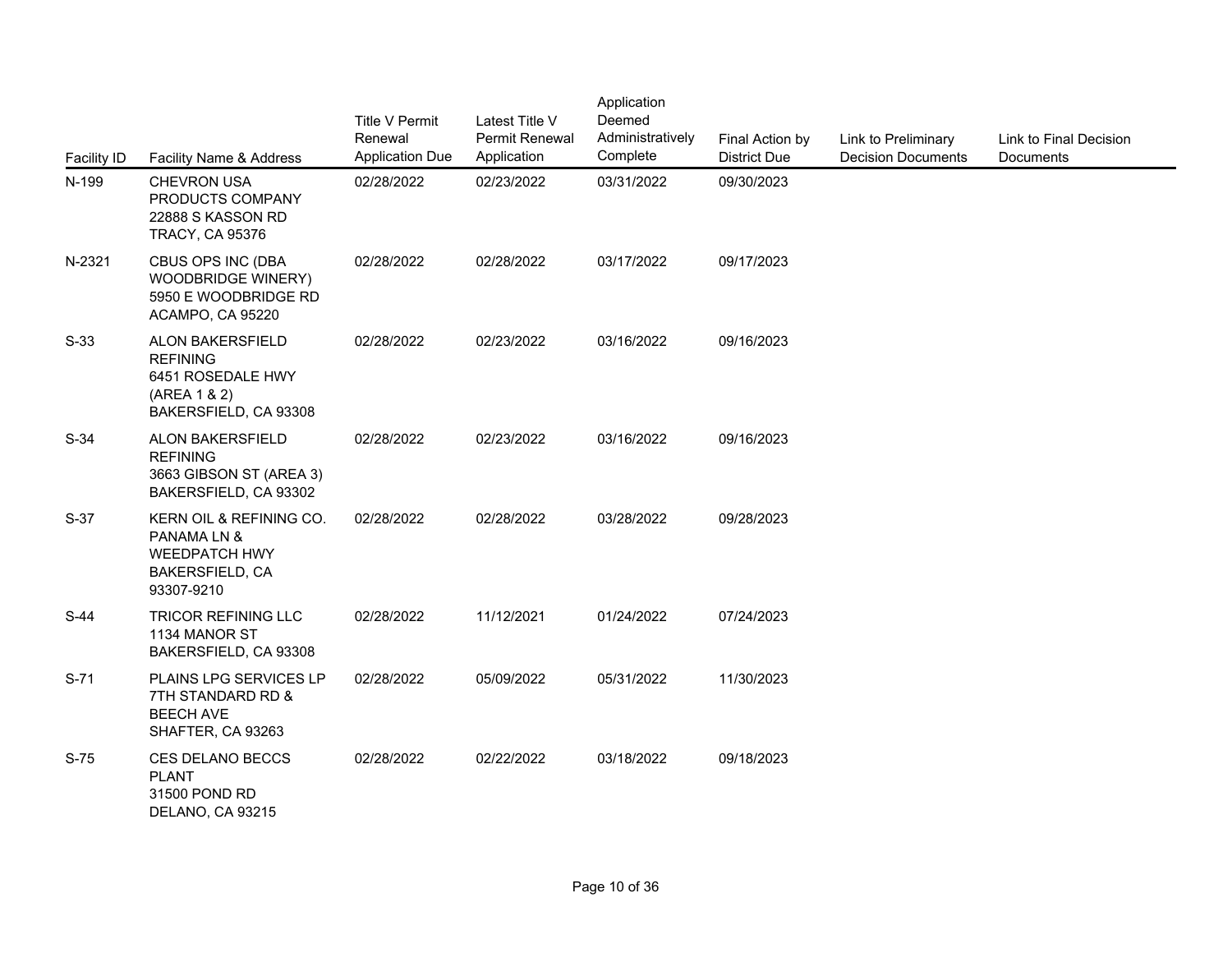| Facility ID | Facility Name & Address | Title V Permit Renewal Application Due | Latest Title V Permit Renewal Application | Application Deemed Administratively Complete | Final Action by District Due | Link to Preliminary Decision Documents | Link to Final Decision Documents |
|---|---|---|---|---|---|---|---|
| N-199 | CHEVRON USA PRODUCTS COMPANY 22888 S KASSON RD TRACY, CA 95376 | 02/28/2022 | 02/23/2022 | 03/31/2022 | 09/30/2023 | | |
| N-2321 | CBUS OPS INC (DBA WOODBRIDGE WINERY) 5950 E WOODBRIDGE RD ACAMPO, CA 95220 | 02/28/2022 | 02/28/2022 | 03/17/2022 | 09/17/2023 | | |
| S-33 | ALON BAKERSFIELD REFINING 6451 ROSEDALE HWY (AREA 1 & 2) BAKERSFIELD, CA 93308 | 02/28/2022 | 02/23/2022 | 03/16/2022 | 09/16/2023 | | |
| S-34 | ALON BAKERSFIELD REFINING 3663 GIBSON ST (AREA 3) BAKERSFIELD, CA 93302 | 02/28/2022 | 02/23/2022 | 03/16/2022 | 09/16/2023 | | |
| S-37 | KERN OIL & REFINING CO. PANAMA LN & WEEDPATCH HWY BAKERSFIELD, CA 93307-9210 | 02/28/2022 | 02/28/2022 | 03/28/2022 | 09/28/2023 | | |
| S-44 | TRICOR REFINING LLC 1134 MANOR ST BAKERSFIELD, CA 93308 | 02/28/2022 | 11/12/2021 | 01/24/2022 | 07/24/2023 | | |
| S-71 | PLAINS LPG SERVICES LP 7TH STANDARD RD & BEECH AVE SHAFTER, CA 93263 | 02/28/2022 | 05/09/2022 | 05/31/2022 | 11/30/2023 | | |
| S-75 | CES DELANO BECCS PLANT 31500 POND RD DELANO, CA 93215 | 02/28/2022 | 02/22/2022 | 03/18/2022 | 09/18/2023 | | |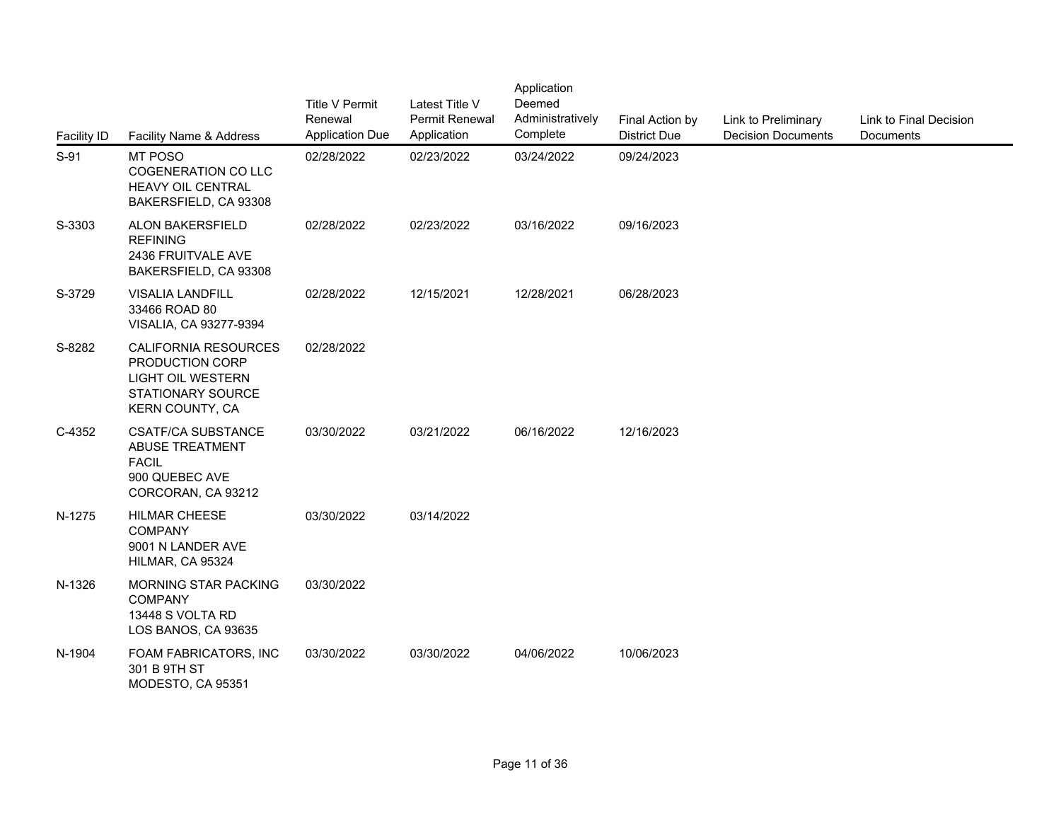| Facility ID | Facility Name & Address | Title V Permit Renewal Application Due | Latest Title V Permit Renewal Application | Application Deemed Administratively Complete | Final Action by District Due | Link to Preliminary Decision Documents | Link to Final Decision Documents |
|---|---|---|---|---|---|---|---|
| S-91 | MT POSO COGENERATION CO LLC HEAVY OIL CENTRAL BAKERSFIELD, CA 93308 | 02/28/2022 | 02/23/2022 | 03/24/2022 | 09/24/2023 | | |
| S-3303 | ALON BAKERSFIELD REFINING 2436 FRUITVALE AVE BAKERSFIELD, CA 93308 | 02/28/2022 | 02/23/2022 | 03/16/2022 | 09/16/2023 | | |
| S-3729 | VISALIA LANDFILL 33466 ROAD 80 VISALIA, CA 93277-9394 | 02/28/2022 | 12/15/2021 | 12/28/2021 | 06/28/2023 | | |
| S-8282 | CALIFORNIA RESOURCES PRODUCTION CORP LIGHT OIL WESTERN STATIONARY SOURCE KERN COUNTY, CA | 02/28/2022 | | | | | |
| C-4352 | CSATF/CA SUBSTANCE ABUSE TREATMENT FACIL 900 QUEBEC AVE CORCORAN, CA 93212 | 03/30/2022 | 03/21/2022 | 06/16/2022 | 12/16/2023 | | |
| N-1275 | HILMAR CHEESE COMPANY 9001 N LANDER AVE HILMAR, CA 95324 | 03/30/2022 | 03/14/2022 | | | | |
| N-1326 | MORNING STAR PACKING COMPANY 13448 S VOLTA RD LOS BANOS, CA 93635 | 03/30/2022 | | | | | |
| N-1904 | FOAM FABRICATORS, INC 301 B 9TH ST MODESTO, CA 95351 | 03/30/2022 | 03/30/2022 | 04/06/2022 | 10/06/2023 | | |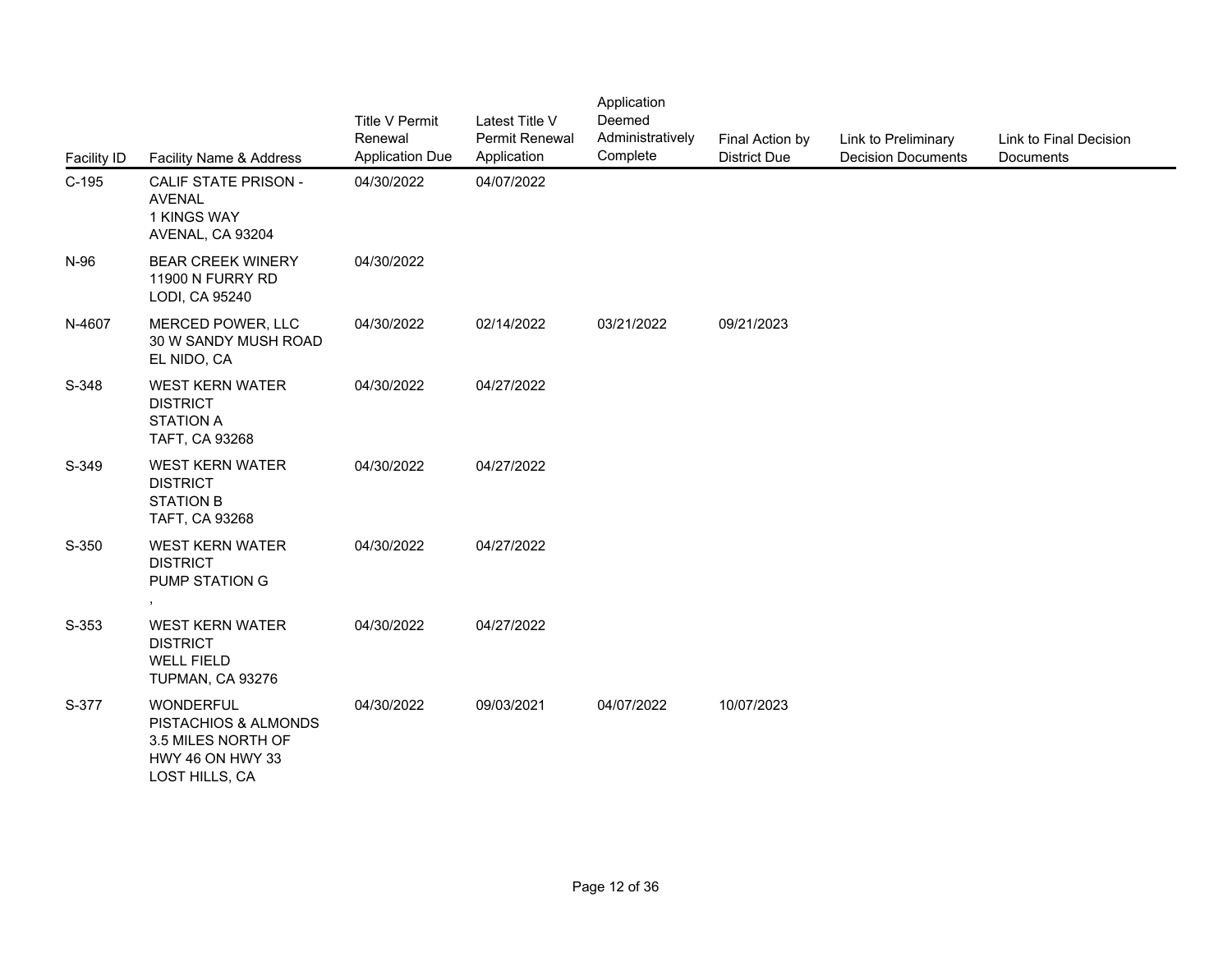| Facility ID | Facility Name & Address | Title V Permit Renewal Application Due | Latest Title V Permit Renewal Application | Application Deemed Administratively Complete | Final Action by District Due | Link to Preliminary Decision Documents | Link to Final Decision Documents |
|---|---|---|---|---|---|---|---|
| C-195 | CALIF STATE PRISON - AVENAL<br>1 KINGS WAY<br>AVENAL, CA 93204 | 04/30/2022 | 04/07/2022 | | | | |
| N-96 | BEAR CREEK WINERY<br>11900 N FURRY RD<br>LODI, CA 95240 | 04/30/2022 | | | | | |
| N-4607 | MERCED POWER, LLC<br>30 W SANDY MUSH ROAD<br>EL NIDO, CA | 04/30/2022 | 02/14/2022 | 03/21/2022 | 09/21/2023 | | |
| S-348 | WEST KERN WATER DISTRICT<br>STATION A<br>TAFT, CA 93268 | 04/30/2022 | 04/27/2022 | | | | |
| S-349 | WEST KERN WATER DISTRICT<br>STATION B<br>TAFT, CA 93268 | 04/30/2022 | 04/27/2022 | | | | |
| S-350 | WEST KERN WATER DISTRICT<br>PUMP STATION G<br>, | 04/30/2022 | 04/27/2022 | | | | |
| S-353 | WEST KERN WATER DISTRICT<br>WELL FIELD<br>TUPMAN, CA 93276 | 04/30/2022 | 04/27/2022 | | | | |
| S-377 | WONDERFUL PISTACHIOS & ALMONDS<br>3.5 MILES NORTH OF HWY 46 ON HWY 33<br>LOST HILLS, CA | 04/30/2022 | 09/03/2021 | 04/07/2022 | 10/07/2023 | | |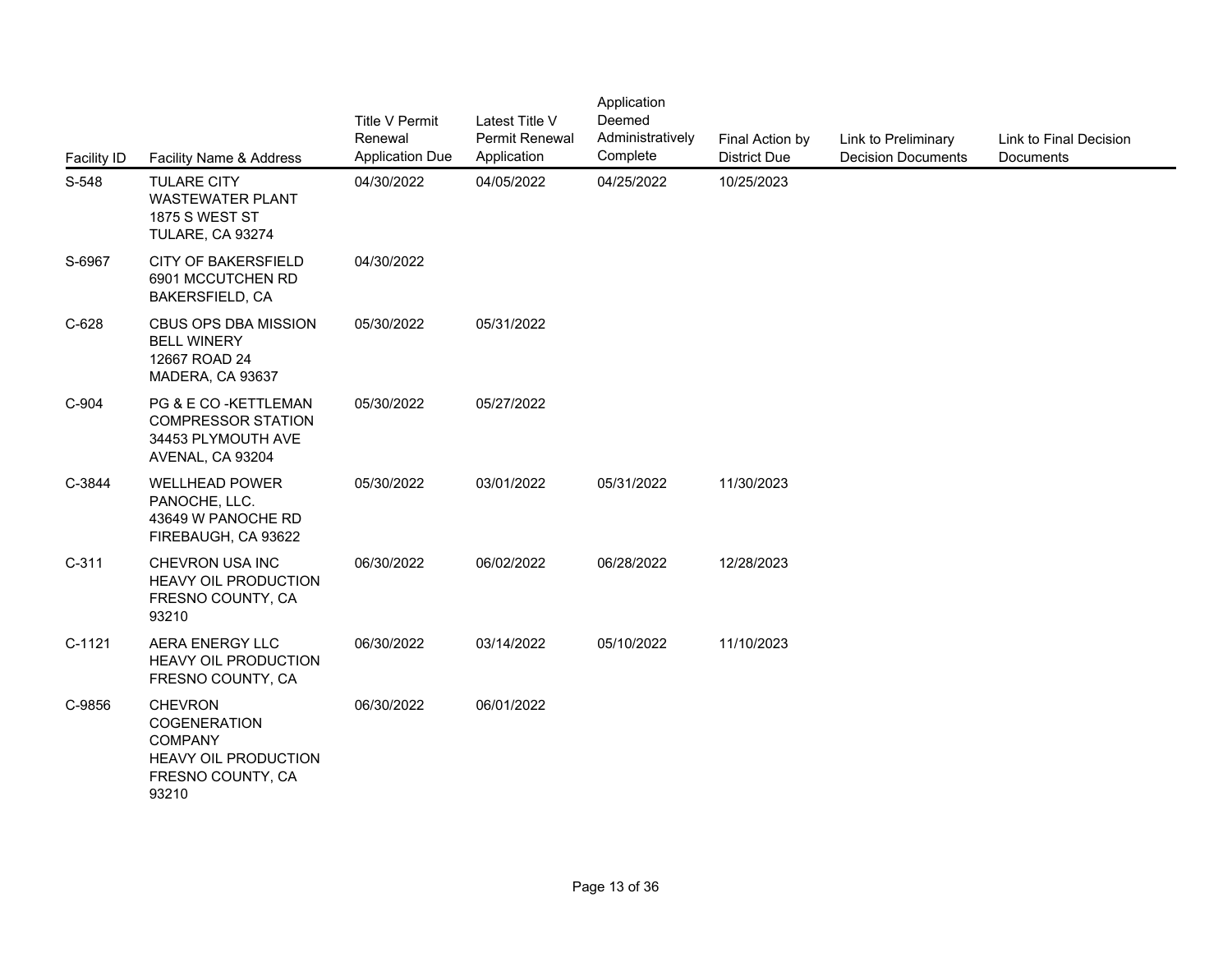| Facility ID | Facility Name & Address | Title V Permit Renewal Application Due | Latest Title V Permit Renewal Application | Application Deemed Administratively Complete | Final Action by District Due | Link to Preliminary Decision Documents | Link to Final Decision Documents |
|---|---|---|---|---|---|---|---|
| S-548 | TULARE CITY WASTEWATER PLANT 1875 S WEST ST TULARE, CA 93274 | 04/30/2022 | 04/05/2022 | 04/25/2022 | 10/25/2023 | | |
| S-6967 | CITY OF BAKERSFIELD 6901 MCCUTCHEN RD BAKERSFIELD, CA | 04/30/2022 | | | | | |
| C-628 | CBUS OPS DBA MISSION BELL WINERY 12667 ROAD 24 MADERA, CA 93637 | 05/30/2022 | 05/31/2022 | | | | |
| C-904 | PG & E CO -KETTLEMAN COMPRESSOR STATION 34453 PLYMOUTH AVE AVENAL, CA 93204 | 05/30/2022 | 05/27/2022 | | | | |
| C-3844 | WELLHEAD POWER PANOCHE, LLC. 43649 W PANOCHE RD FIREBAUGH, CA 93622 | 05/30/2022 | 03/01/2022 | 05/31/2022 | 11/30/2023 | | |
| C-311 | CHEVRON USA INC HEAVY OIL PRODUCTION FRESNO COUNTY, CA 93210 | 06/30/2022 | 06/02/2022 | 06/28/2022 | 12/28/2023 | | |
| C-1121 | AERA ENERGY LLC HEAVY OIL PRODUCTION FRESNO COUNTY, CA | 06/30/2022 | 03/14/2022 | 05/10/2022 | 11/10/2023 | | |
| C-9856 | CHEVRON COGENERATION COMPANY HEAVY OIL PRODUCTION FRESNO COUNTY, CA 93210 | 06/30/2022 | 06/01/2022 | | | | |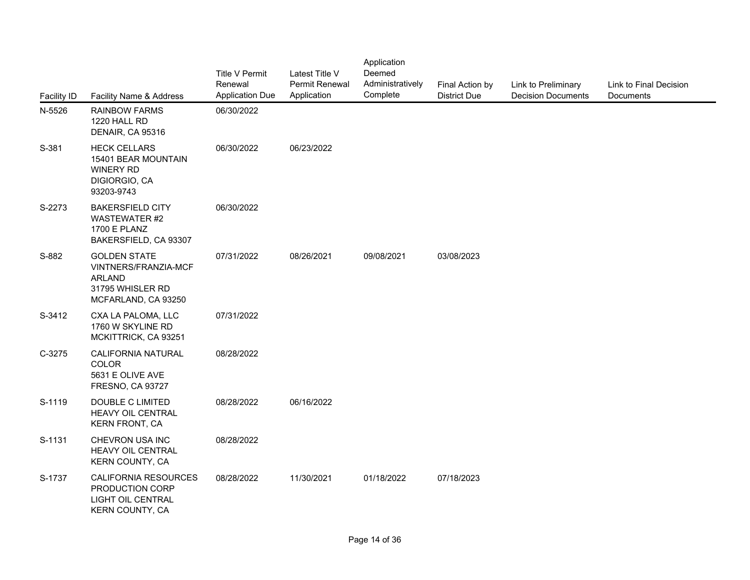| Facility ID | Facility Name & Address | Title V Permit Renewal Application Due | Latest Title V Permit Renewal Application | Application Deemed Administratively Complete | Final Action by District Due | Link to Preliminary Decision Documents | Link to Final Decision Documents |
|---|---|---|---|---|---|---|---|
| N-5526 | RAINBOW FARMS<br>1220 HALL RD<br>DENAIR, CA 95316 | 06/30/2022 | | | | | |
| S-381 | HECK CELLARS<br>15401 BEAR MOUNTAIN WINERY RD<br>DIGIORGIO, CA 93203-9743 | 06/30/2022 | 06/23/2022 | | | | |
| S-2273 | BAKERSFIELD CITY WASTEWATER #2<br>1700 E PLANZ<br>BAKERSFIELD, CA 93307 | 06/30/2022 | | | | | |
| S-882 | GOLDEN STATE VINTNERS/FRANZIA-MCFARLAND<br>31795 WHISLER RD<br>MCFARLAND, CA 93250 | 07/31/2022 | 08/26/2021 | 09/08/2021 | 03/08/2023 | | |
| S-3412 | CXA LA PALOMA, LLC<br>1760 W SKYLINE RD<br>MCKITTRICK, CA 93251 | 07/31/2022 | | | | | |
| C-3275 | CALIFORNIA NATURAL COLOR<br>5631 E OLIVE AVE<br>FRESNO, CA 93727 | 08/28/2022 | | | | | |
| S-1119 | DOUBLE C LIMITED<br>HEAVY OIL CENTRAL<br>KERN FRONT, CA | 08/28/2022 | 06/16/2022 | | | | |
| S-1131 | CHEVRON USA INC<br>HEAVY OIL CENTRAL<br>KERN COUNTY, CA | 08/28/2022 | | | | | |
| S-1737 | CALIFORNIA RESOURCES PRODUCTION CORP<br>LIGHT OIL CENTRAL<br>KERN COUNTY, CA | 08/28/2022 | 11/30/2021 | 01/18/2022 | 07/18/2023 | | |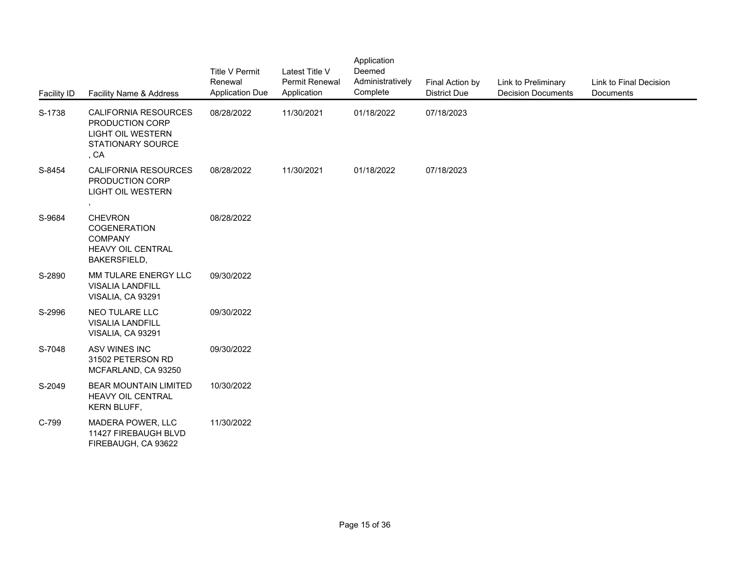| Facility ID | Facility Name & Address | Title V Permit Renewal Application Due | Latest Title V Permit Renewal Application | Application Deemed Administratively Complete | Final Action by District Due | Link to Preliminary Decision Documents | Link to Final Decision Documents |
|---|---|---|---|---|---|---|---|
| S-1738 | CALIFORNIA RESOURCES PRODUCTION CORP LIGHT OIL WESTERN STATIONARY SOURCE , CA | 08/28/2022 | 11/30/2021 | 01/18/2022 | 07/18/2023 | | |
| S-8454 | CALIFORNIA RESOURCES PRODUCTION CORP LIGHT OIL WESTERN , | 08/28/2022 | 11/30/2021 | 01/18/2022 | 07/18/2023 | | |
| S-9684 | CHEVRON COGENERATION COMPANY HEAVY OIL CENTRAL BAKERSFIELD, | 08/28/2022 | | | | | |
| S-2890 | MM TULARE ENERGY LLC VISALIA LANDFILL VISALIA, CA 93291 | 09/30/2022 | | | | | |
| S-2996 | NEO TULARE LLC VISALIA LANDFILL VISALIA, CA 93291 | 09/30/2022 | | | | | |
| S-7048 | ASV WINES INC 31502 PETERSON RD MCFARLAND, CA 93250 | 09/30/2022 | | | | | |
| S-2049 | BEAR MOUNTAIN LIMITED HEAVY OIL CENTRAL KERN BLUFF, | 10/30/2022 | | | | | |
| C-799 | MADERA POWER, LLC 11427 FIREBAUGH BLVD FIREBAUGH, CA 93622 | 11/30/2022 | | | | | |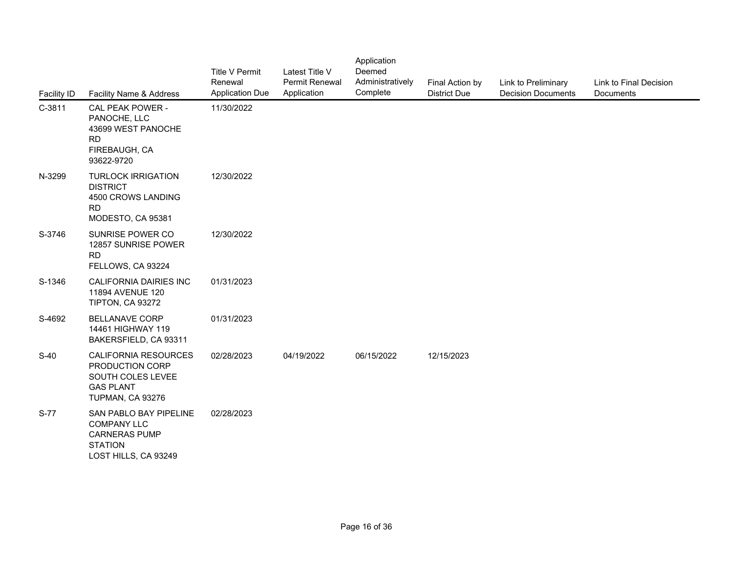| Facility ID | Facility Name & Address | Title V Permit Renewal Application Due | Latest Title V Permit Renewal Application | Application Deemed Administratively Complete | Final Action by District Due | Link to Preliminary Decision Documents | Link to Final Decision Documents |
|---|---|---|---|---|---|---|---|
| C-3811 | CAL PEAK POWER - PANOCHE, LLC 43699 WEST PANOCHE RD FIREBAUGH, CA 93622-9720 | 11/30/2022 | | | | | |
| N-3299 | TURLOCK IRRIGATION DISTRICT 4500 CROWS LANDING RD MODESTO, CA 95381 | 12/30/2022 | | | | | |
| S-3746 | SUNRISE POWER CO 12857 SUNRISE POWER RD FELLOWS, CA 93224 | 12/30/2022 | | | | | |
| S-1346 | CALIFORNIA DAIRIES INC 11894 AVENUE 120 TIPTON, CA 93272 | 01/31/2023 | | | | | |
| S-4692 | BELLANAVE CORP 14461 HIGHWAY 119 BAKERSFIELD, CA 93311 | 01/31/2023 | | | | | |
| S-40 | CALIFORNIA RESOURCES PRODUCTION CORP SOUTH COLES LEVEE GAS PLANT TUPMAN, CA 93276 | 02/28/2023 | 04/19/2022 | 06/15/2022 | 12/15/2023 | | |
| S-77 | SAN PABLO BAY PIPELINE COMPANY LLC CARNERAS PUMP STATION LOST HILLS, CA 93249 | 02/28/2023 | | | | | |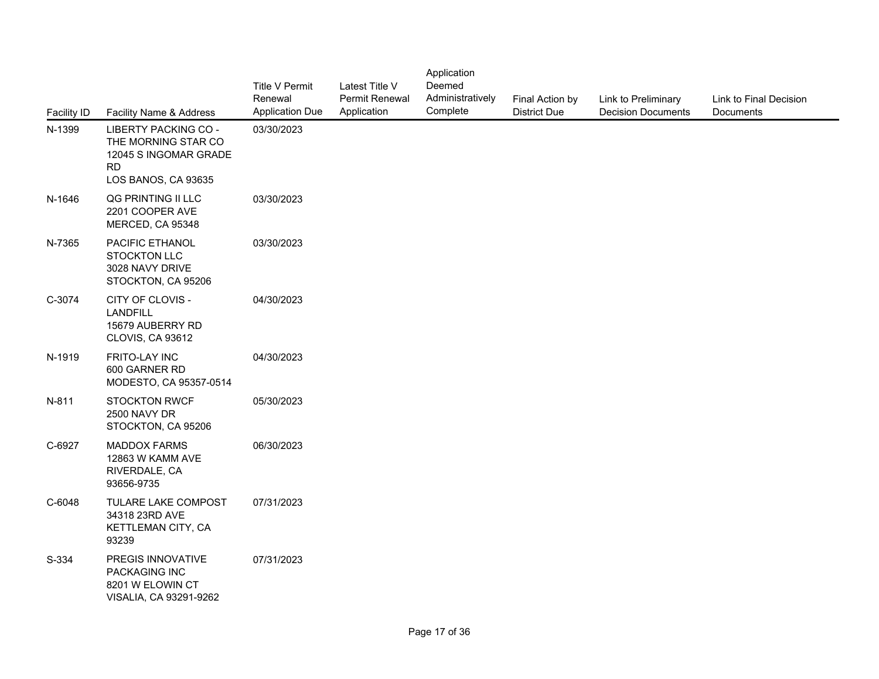| Facility ID | Facility Name & Address | Title V Permit Renewal Application Due | Latest Title V Permit Renewal Application | Application Deemed Administratively Complete | Final Action by District Due | Link to Preliminary Decision Documents | Link to Final Decision Documents |
|---|---|---|---|---|---|---|---|
| N-1399 | LIBERTY PACKING CO - THE MORNING STAR CO 12045 S INGOMAR GRADE RD LOS BANOS, CA 93635 | 03/30/2023 | | | | | |
| N-1646 | QG PRINTING II LLC 2201 COOPER AVE MERCED, CA 95348 | 03/30/2023 | | | | | |
| N-7365 | PACIFIC ETHANOL STOCKTON LLC 3028 NAVY DRIVE STOCKTON, CA 95206 | 03/30/2023 | | | | | |
| C-3074 | CITY OF CLOVIS - LANDFILL 15679 AUBERRY RD CLOVIS, CA 93612 | 04/30/2023 | | | | | |
| N-1919 | FRITO-LAY INC 600 GARNER RD MODESTO, CA 95357-0514 | 04/30/2023 | | | | | |
| N-811 | STOCKTON RWCF 2500 NAVY DR STOCKTON, CA 95206 | 05/30/2023 | | | | | |
| C-6927 | MADDOX FARMS 12863 W KAMM AVE RIVERDALE, CA 93656-9735 | 06/30/2023 | | | | | |
| C-6048 | TULARE LAKE COMPOST 34318 23RD AVE KETTLEMAN CITY, CA 93239 | 07/31/2023 | | | | | |
| S-334 | PREGIS INNOVATIVE PACKAGING INC 8201 W ELOWIN CT VISALIA, CA 93291-9262 | 07/31/2023 | | | | | |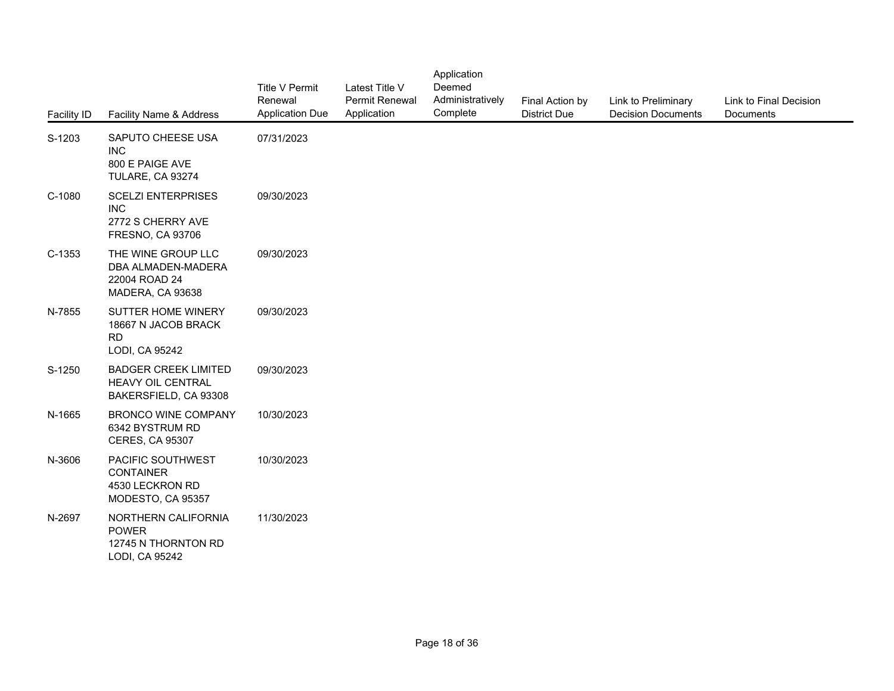| Facility ID | Facility Name & Address | Title V Permit Renewal Application Due | Latest Title V Permit Renewal Application | Application Deemed Administratively Complete | Final Action by District Due | Link to Preliminary Decision Documents | Link to Final Decision Documents |
|---|---|---|---|---|---|---|---|
| S-1203 | SAPUTO CHEESE USA INC<br>800 E PAIGE AVE<br>TULARE, CA 93274 | 07/31/2023 | | | | | |
| C-1080 | SCELZI ENTERPRISES INC<br>2772 S CHERRY AVE<br>FRESNO, CA 93706 | 09/30/2023 | | | | | |
| C-1353 | THE WINE GROUP LLC DBA ALMADEN-MADERA<br>22004 ROAD 24<br>MADERA, CA 93638 | 09/30/2023 | | | | | |
| N-7855 | SUTTER HOME WINERY<br>18667 N JACOB BRACK RD<br>LODI, CA 95242 | 09/30/2023 | | | | | |
| S-1250 | BADGER CREEK LIMITED<br>HEAVY OIL CENTRAL<br>BAKERSFIELD, CA 93308 | 09/30/2023 | | | | | |
| N-1665 | BRONCO WINE COMPANY<br>6342 BYSTRUM RD<br>CERES, CA 95307 | 10/30/2023 | | | | | |
| N-3606 | PACIFIC SOUTHWEST CONTAINER<br>4530 LECKRON RD<br>MODESTO, CA 95357 | 10/30/2023 | | | | | |
| N-2697 | NORTHERN CALIFORNIA POWER<br>12745 N THORNTON RD<br>LODI, CA 95242 | 11/30/2023 | | | | | |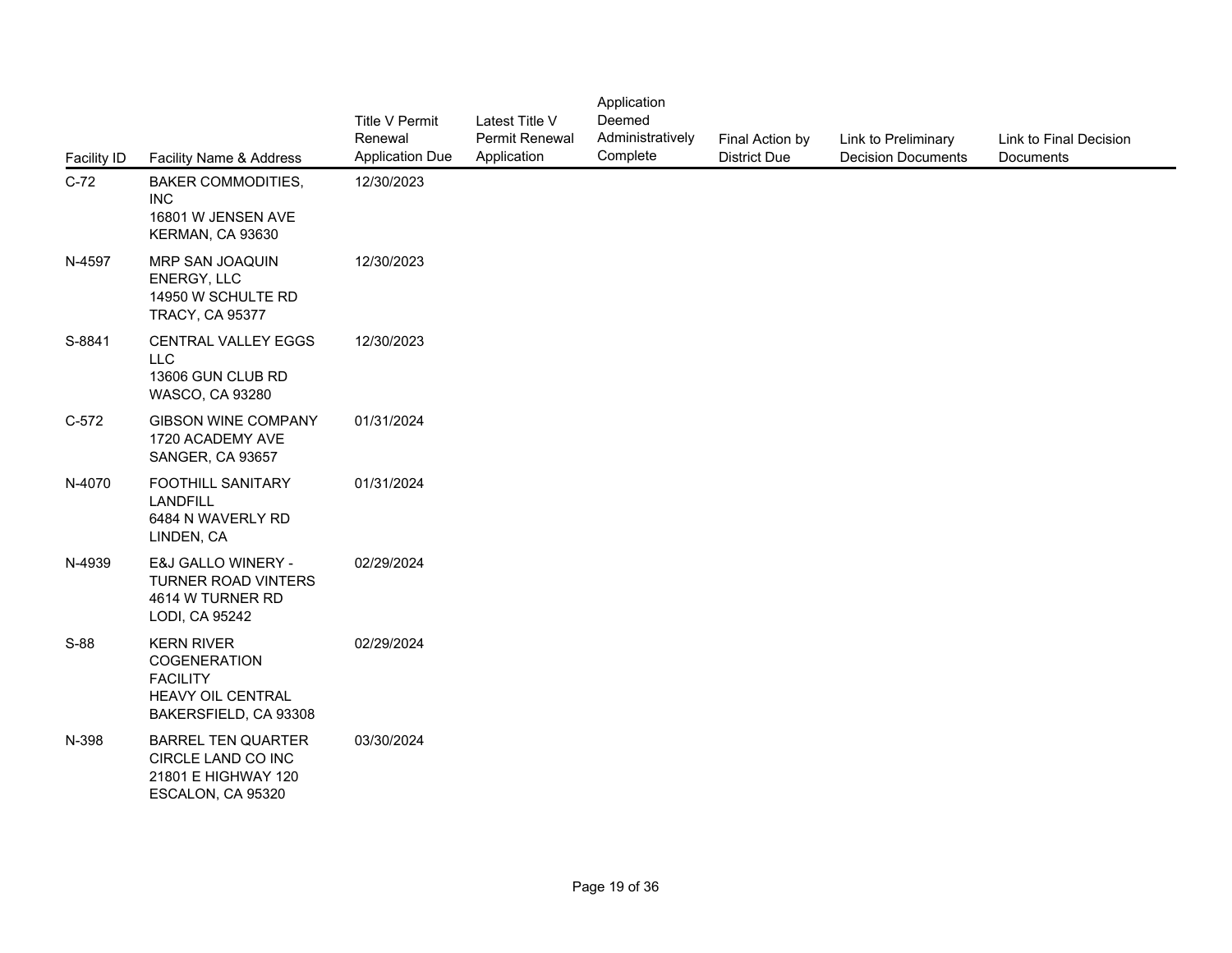| Facility ID | Facility Name & Address | Title V Permit Renewal Application Due | Latest Title V Permit Renewal Application | Application Deemed Administratively Complete | Final Action by District Due | Link to Preliminary Decision Documents | Link to Final Decision Documents |
|---|---|---|---|---|---|---|---|
| C-72 | BAKER COMMODITIES, INC<br>16801 W JENSEN AVE<br>KERMAN, CA 93630 | 12/30/2023 | | | | | |
| N-4597 | MRP SAN JOAQUIN ENERGY, LLC<br>14950 W SCHULTE RD<br>TRACY, CA 95377 | 12/30/2023 | | | | | |
| S-8841 | CENTRAL VALLEY EGGS LLC<br>13606 GUN CLUB RD<br>WASCO, CA 93280 | 12/30/2023 | | | | | |
| C-572 | GIBSON WINE COMPANY<br>1720 ACADEMY AVE<br>SANGER, CA 93657 | 01/31/2024 | | | | | |
| N-4070 | FOOTHILL SANITARY LANDFILL<br>6484 N WAVERLY RD<br>LINDEN, CA | 01/31/2024 | | | | | |
| N-4939 | E&J GALLO WINERY - TURNER ROAD VINTERS<br>4614 W TURNER RD<br>LODI, CA 95242 | 02/29/2024 | | | | | |
| S-88 | KERN RIVER COGENERATION FACILITY<br>HEAVY OIL CENTRAL<br>BAKERSFIELD, CA 93308 | 02/29/2024 | | | | | |
| N-398 | BARREL TEN QUARTER CIRCLE LAND CO INC<br>21801 E HIGHWAY 120<br>ESCALON, CA 95320 | 03/30/2024 | | | | | |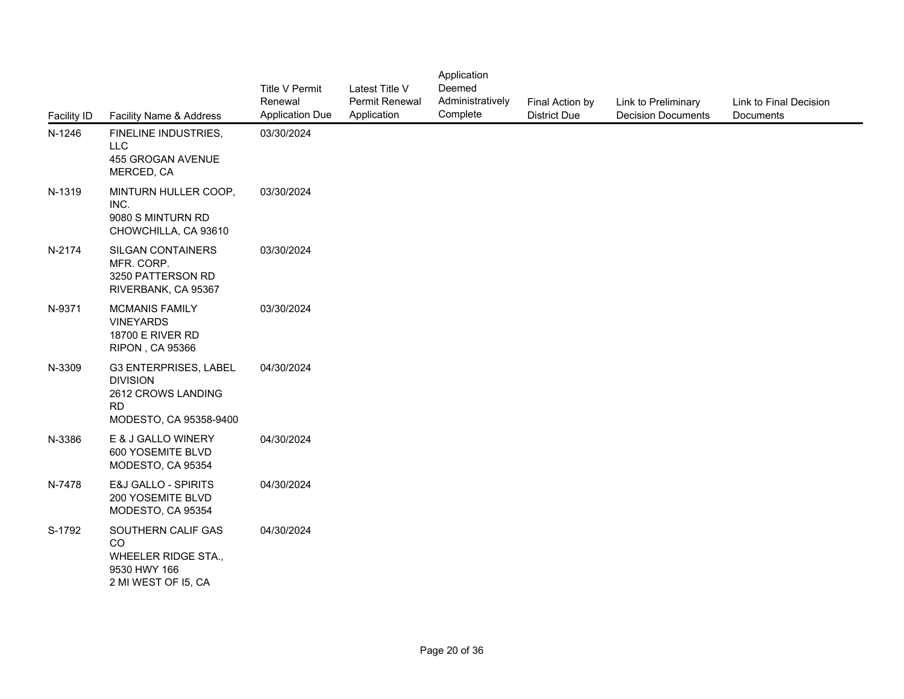| Facility ID | Facility Name & Address | Title V Permit Renewal Application Due | Latest Title V Permit Renewal Application | Application Deemed Administratively Complete | Final Action by District Due | Link to Preliminary Decision Documents | Link to Final Decision Documents |
|---|---|---|---|---|---|---|---|
| N-1246 | FINELINE INDUSTRIES, LLC 455 GROGAN AVENUE MERCED, CA | 03/30/2024 | | | | | |
| N-1319 | MINTURN HULLER COOP, INC. 9080 S MINTURN RD CHOWCHILLA, CA 93610 | 03/30/2024 | | | | | |
| N-2174 | SILGAN CONTAINERS MFR. CORP. 3250 PATTERSON RD RIVERBANK, CA 95367 | 03/30/2024 | | | | | |
| N-9371 | MCMANIS FAMILY VINEYARDS 18700 E RIVER RD RIPON , CA 95366 | 03/30/2024 | | | | | |
| N-3309 | G3 ENTERPRISES, LABEL DIVISION 2612 CROWS LANDING RD MODESTO, CA 95358-9400 | 04/30/2024 | | | | | |
| N-3386 | E & J GALLO WINERY 600 YOSEMITE BLVD MODESTO, CA 95354 | 04/30/2024 | | | | | |
| N-7478 | E&J GALLO - SPIRITS 200 YOSEMITE BLVD MODESTO, CA 95354 | 04/30/2024 | | | | | |
| S-1792 | SOUTHERN CALIF GAS CO WHEELER RIDGE STA., 9530 HWY 166 2 MI WEST OF I5, CA | 04/30/2024 | | | | | |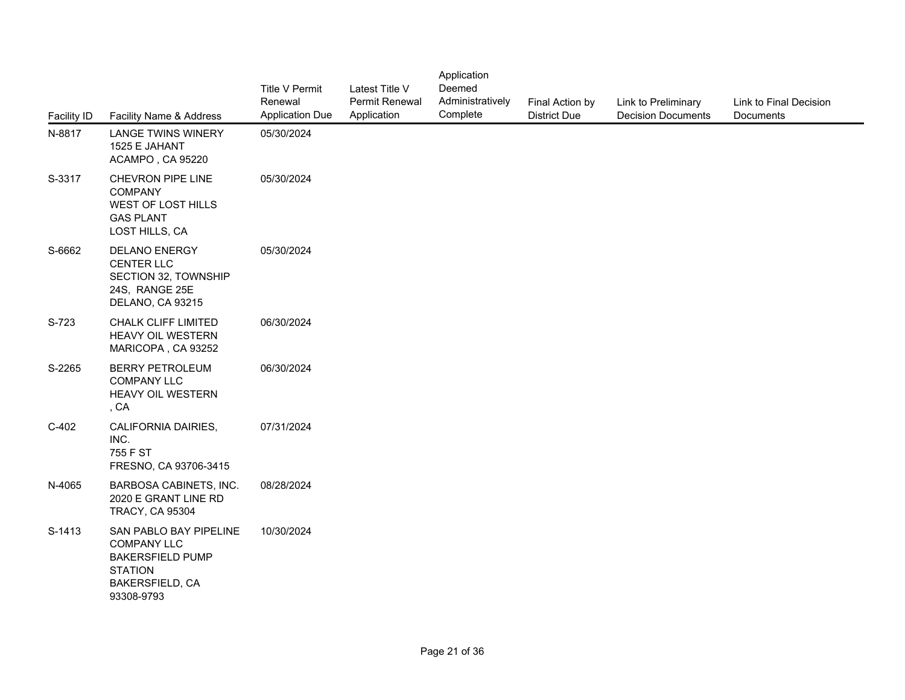| Facility ID | Facility Name & Address | Title V Permit Renewal Application Due | Latest Title V Permit Renewal Application | Application Deemed Administratively Complete | Final Action by District Due | Link to Preliminary Decision Documents | Link to Final Decision Documents |
|---|---|---|---|---|---|---|---|
| N-8817 | LANGE TWINS WINERY<br>1525 E JAHANT<br>ACAMPO , CA 95220 | 05/30/2024 | | | | | |
| S-3317 | CHEVRON PIPE LINE COMPANY<br>WEST OF LOST HILLS GAS PLANT<br>LOST HILLS, CA | 05/30/2024 | | | | | |
| S-6662 | DELANO ENERGY CENTER LLC<br>SECTION 32, TOWNSHIP 24S, RANGE 25E<br>DELANO, CA 93215 | 05/30/2024 | | | | | |
| S-723 | CHALK CLIFF LIMITED<br>HEAVY OIL WESTERN<br>MARICOPA , CA 93252 | 06/30/2024 | | | | | |
| S-2265 | BERRY PETROLEUM COMPANY LLC<br>HEAVY OIL WESTERN<br>, CA | 06/30/2024 | | | | | |
| C-402 | CALIFORNIA DAIRIES, INC.<br>755 F ST<br>FRESNO, CA 93706-3415 | 07/31/2024 | | | | | |
| N-4065 | BARBOSA CABINETS, INC.<br>2020 E GRANT LINE RD<br>TRACY, CA 95304 | 08/28/2024 | | | | | |
| S-1413 | SAN PABLO BAY PIPELINE COMPANY LLC<br>BAKERSFIELD PUMP STATION<br>BAKERSFIELD, CA 93308-9793 | 10/30/2024 | | | | | |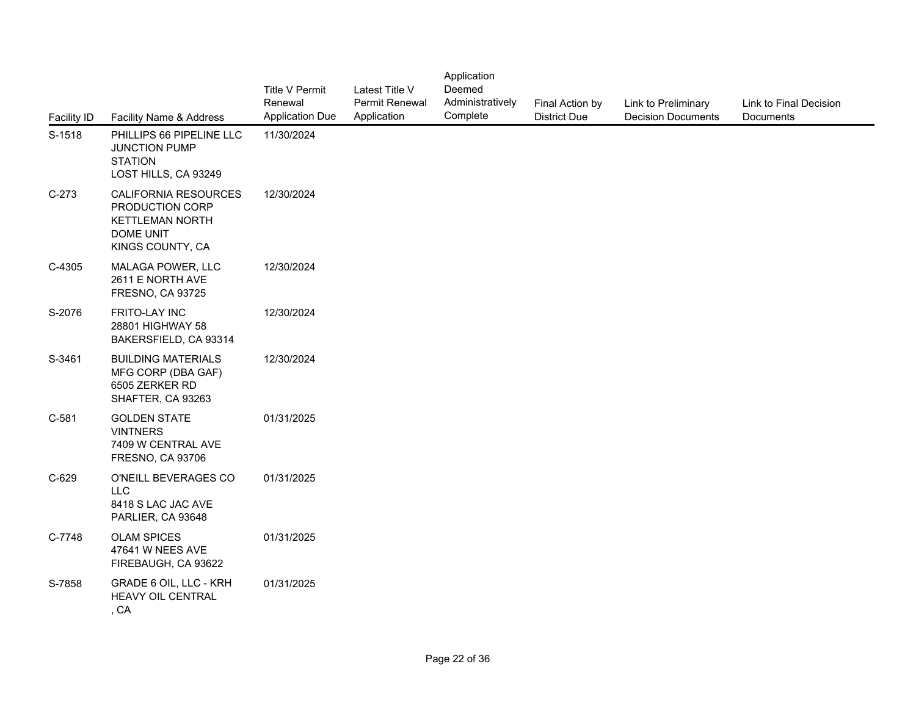| Facility ID | Facility Name & Address | Title V Permit Renewal Application Due | Latest Title V Permit Renewal Application | Application Deemed Administratively Complete | Final Action by District Due | Link to Preliminary Decision Documents | Link to Final Decision Documents |
|---|---|---|---|---|---|---|---|
| S-1518 | PHILLIPS 66 PIPELINE LLC JUNCTION PUMP STATION LOST HILLS, CA 93249 | 11/30/2024 | | | | | |
| C-273 | CALIFORNIA RESOURCES PRODUCTION CORP KETTLEMAN NORTH DOME UNIT KINGS COUNTY, CA | 12/30/2024 | | | | | |
| C-4305 | MALAGA POWER, LLC 2611 E NORTH AVE FRESNO, CA 93725 | 12/30/2024 | | | | | |
| S-2076 | FRITO-LAY INC 28801 HIGHWAY 58 BAKERSFIELD, CA 93314 | 12/30/2024 | | | | | |
| S-3461 | BUILDING MATERIALS MFG CORP (DBA GAF) 6505 ZERKER RD SHAFTER, CA 93263 | 12/30/2024 | | | | | |
| C-581 | GOLDEN STATE VINTNERS 7409 W CENTRAL AVE FRESNO, CA 93706 | 01/31/2025 | | | | | |
| C-629 | O'NEILL BEVERAGES CO LLC 8418 S LAC JAC AVE PARLIER, CA 93648 | 01/31/2025 | | | | | |
| C-7748 | OLAM SPICES 47641 W NEES AVE FIREBAUGH, CA 93622 | 01/31/2025 | | | | | |
| S-7858 | GRADE 6 OIL, LLC - KRH HEAVY OIL CENTRAL , CA | 01/31/2025 | | | | | |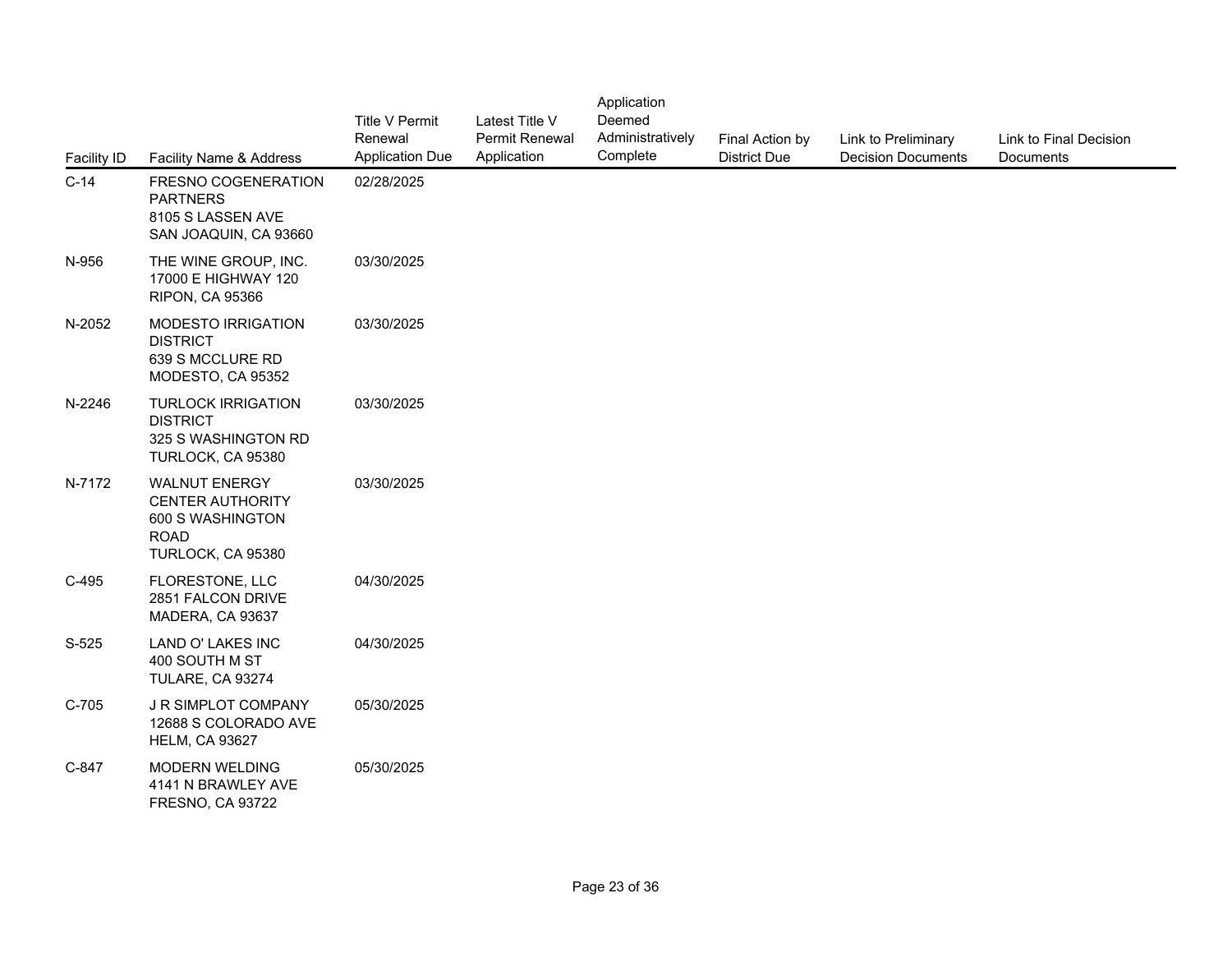| Facility ID | Facility Name & Address | Title V Permit Renewal Application Due | Latest Title V Permit Renewal Application | Application Deemed Administratively Complete | Final Action by District Due | Link to Preliminary Decision Documents | Link to Final Decision Documents |
|---|---|---|---|---|---|---|---|
| C-14 | FRESNO COGENERATION PARTNERS 8105 S LASSEN AVE SAN JOAQUIN, CA 93660 | 02/28/2025 | | | | | |
| N-956 | THE WINE GROUP, INC. 17000 E HIGHWAY 120 RIPON, CA 95366 | 03/30/2025 | | | | | |
| N-2052 | MODESTO IRRIGATION DISTRICT 639 S MCCLURE RD MODESTO, CA 95352 | 03/30/2025 | | | | | |
| N-2246 | TURLOCK IRRIGATION DISTRICT 325 S WASHINGTON RD TURLOCK, CA 95380 | 03/30/2025 | | | | | |
| N-7172 | WALNUT ENERGY CENTER AUTHORITY 600 S WASHINGTON ROAD TURLOCK, CA 95380 | 03/30/2025 | | | | | |
| C-495 | FLORESTONE, LLC 2851 FALCON DRIVE MADERA, CA 93637 | 04/30/2025 | | | | | |
| S-525 | LAND O' LAKES INC 400 SOUTH M ST TULARE, CA 93274 | 04/30/2025 | | | | | |
| C-705 | J R SIMPLOT COMPANY 12688 S COLORADO AVE HELM, CA 93627 | 05/30/2025 | | | | | |
| C-847 | MODERN WELDING 4141 N BRAWLEY AVE FRESNO, CA 93722 | 05/30/2025 | | | | | |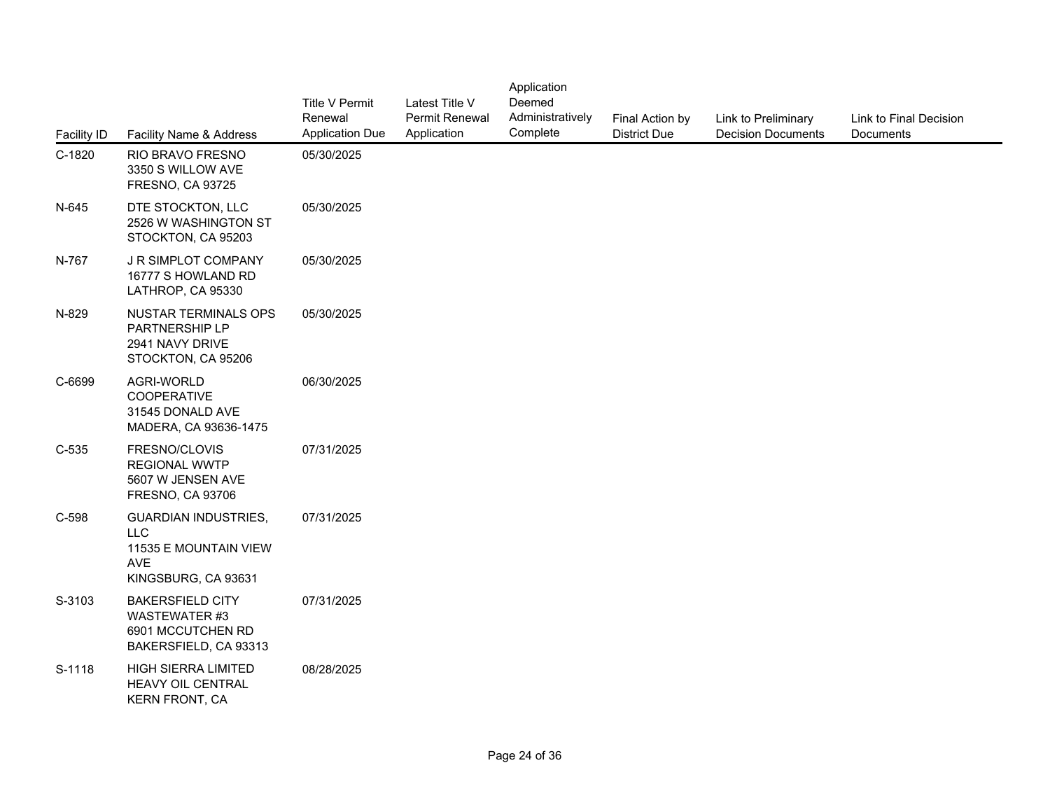| Facility ID | Facility Name & Address | Title V Permit Renewal Application Due | Latest Title V Permit Renewal Application | Application Deemed Administratively Complete | Final Action by District Due | Link to Preliminary Decision Documents | Link to Final Decision Documents |
|---|---|---|---|---|---|---|---|
| C-1820 | RIO BRAVO FRESNO<br>3350 S WILLOW AVE<br>FRESNO, CA 93725 | 05/30/2025 | | | | | |
| N-645 | DTE STOCKTON, LLC<br>2526 W WASHINGTON ST<br>STOCKTON, CA 95203 | 05/30/2025 | | | | | |
| N-767 | J R SIMPLOT COMPANY<br>16777 S HOWLAND RD<br>LATHROP, CA 95330 | 05/30/2025 | | | | | |
| N-829 | NUSTAR TERMINALS OPS PARTNERSHIP LP<br>2941 NAVY DRIVE<br>STOCKTON, CA 95206 | 05/30/2025 | | | | | |
| C-6699 | AGRI-WORLD COOPERATIVE<br>31545 DONALD AVE<br>MADERA, CA 93636-1475 | 06/30/2025 | | | | | |
| C-535 | FRESNO/CLOVIS REGIONAL WWTP<br>5607 W JENSEN AVE<br>FRESNO, CA 93706 | 07/31/2025 | | | | | |
| C-598 | GUARDIAN INDUSTRIES, LLC<br>11535 E MOUNTAIN VIEW AVE<br>KINGSBURG, CA 93631 | 07/31/2025 | | | | | |
| S-3103 | BAKERSFIELD CITY WASTEWATER #3<br>6901 MCCUTCHEN RD<br>BAKERSFIELD, CA 93313 | 07/31/2025 | | | | | |
| S-1118 | HIGH SIERRA LIMITED HEAVY OIL CENTRAL<br>KERN FRONT, CA | 08/28/2025 | | | | | |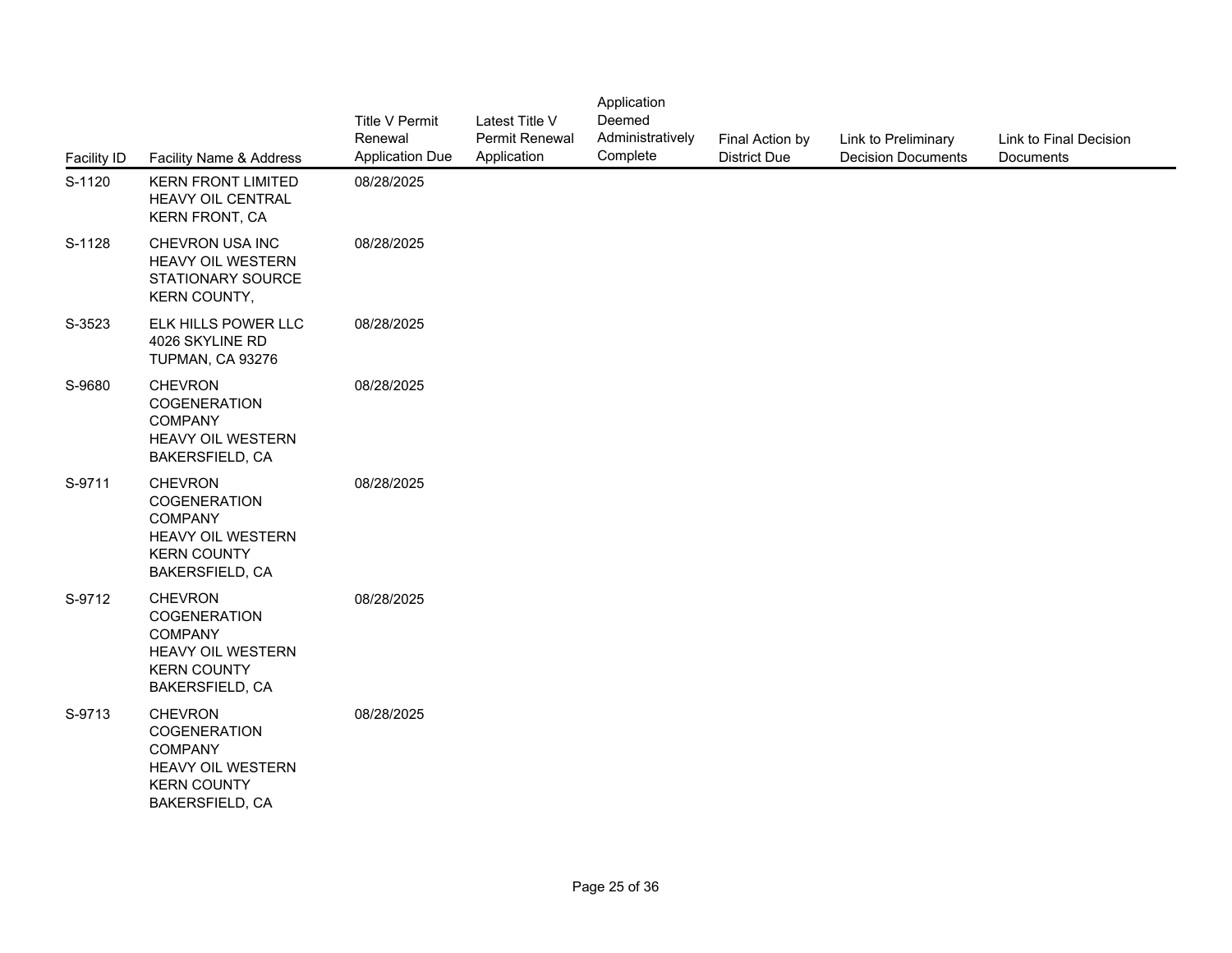| Facility ID | Facility Name & Address | Title V Permit Renewal Application Due | Latest Title V Permit Renewal Application | Application Deemed Administratively Complete | Final Action by District Due | Link to Preliminary Decision Documents | Link to Final Decision Documents |
|---|---|---|---|---|---|---|---|
| S-1120 | KERN FRONT LIMITED HEAVY OIL CENTRAL KERN FRONT, CA | 08/28/2025 | | | | | |
| S-1128 | CHEVRON USA INC HEAVY OIL WESTERN STATIONARY SOURCE KERN COUNTY, | 08/28/2025 | | | | | |
| S-3523 | ELK HILLS POWER LLC 4026 SKYLINE RD TUPMAN, CA 93276 | 08/28/2025 | | | | | |
| S-9680 | CHEVRON COGENERATION COMPANY HEAVY OIL WESTERN BAKERSFIELD, CA | 08/28/2025 | | | | | |
| S-9711 | CHEVRON COGENERATION COMPANY HEAVY OIL WESTERN KERN COUNTY BAKERSFIELD, CA | 08/28/2025 | | | | | |
| S-9712 | CHEVRON COGENERATION COMPANY HEAVY OIL WESTERN KERN COUNTY BAKERSFIELD, CA | 08/28/2025 | | | | | |
| S-9713 | CHEVRON COGENERATION COMPANY HEAVY OIL WESTERN KERN COUNTY BAKERSFIELD, CA | 08/28/2025 | | | | | |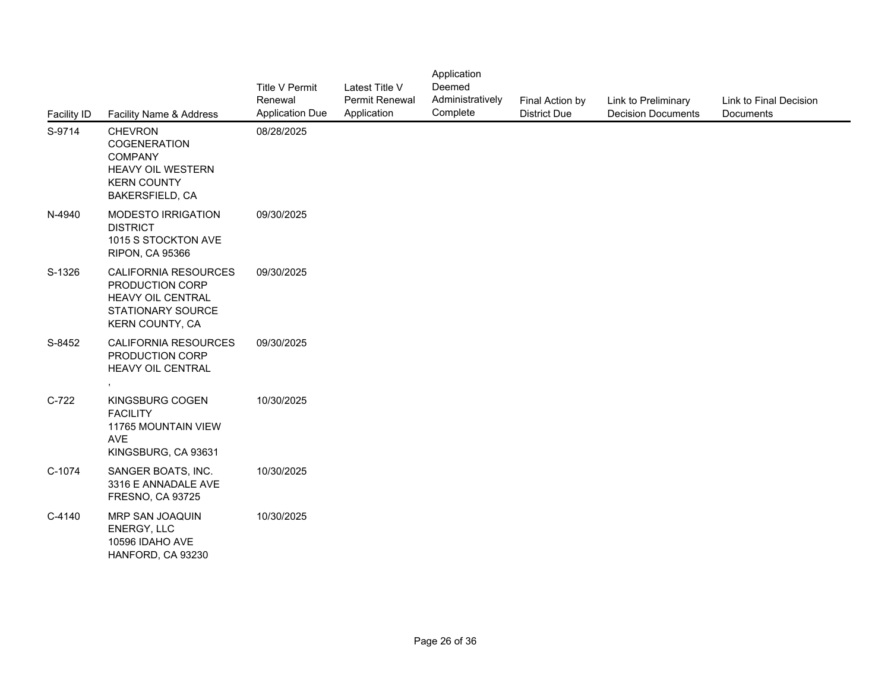| Facility ID | Facility Name & Address | Title V Permit Renewal Application Due | Latest Title V Permit Renewal Application | Application Deemed Administratively Complete | Final Action by District Due | Link to Preliminary Decision Documents | Link to Final Decision Documents |
|---|---|---|---|---|---|---|---|
| S-9714 | CHEVRON COGENERATION COMPANY HEAVY OIL WESTERN KERN COUNTY BAKERSFIELD, CA | 08/28/2025 | | | | | |
| N-4940 | MODESTO IRRIGATION DISTRICT 1015 S STOCKTON AVE RIPON, CA 95366 | 09/30/2025 | | | | | |
| S-1326 | CALIFORNIA RESOURCES PRODUCTION CORP HEAVY OIL CENTRAL STATIONARY SOURCE KERN COUNTY, CA | 09/30/2025 | | | | | |
| S-8452 | CALIFORNIA RESOURCES PRODUCTION CORP HEAVY OIL CENTRAL , | 09/30/2025 | | | | | |
| C-722 | KINGSBURG COGEN FACILITY 11765 MOUNTAIN VIEW AVE KINGSBURG, CA 93631 | 10/30/2025 | | | | | |
| C-1074 | SANGER BOATS, INC. 3316 E ANNADALE AVE FRESNO, CA 93725 | 10/30/2025 | | | | | |
| C-4140 | MRP SAN JOAQUIN ENERGY, LLC 10596 IDAHO AVE HANFORD, CA 93230 | 10/30/2025 | | | | | |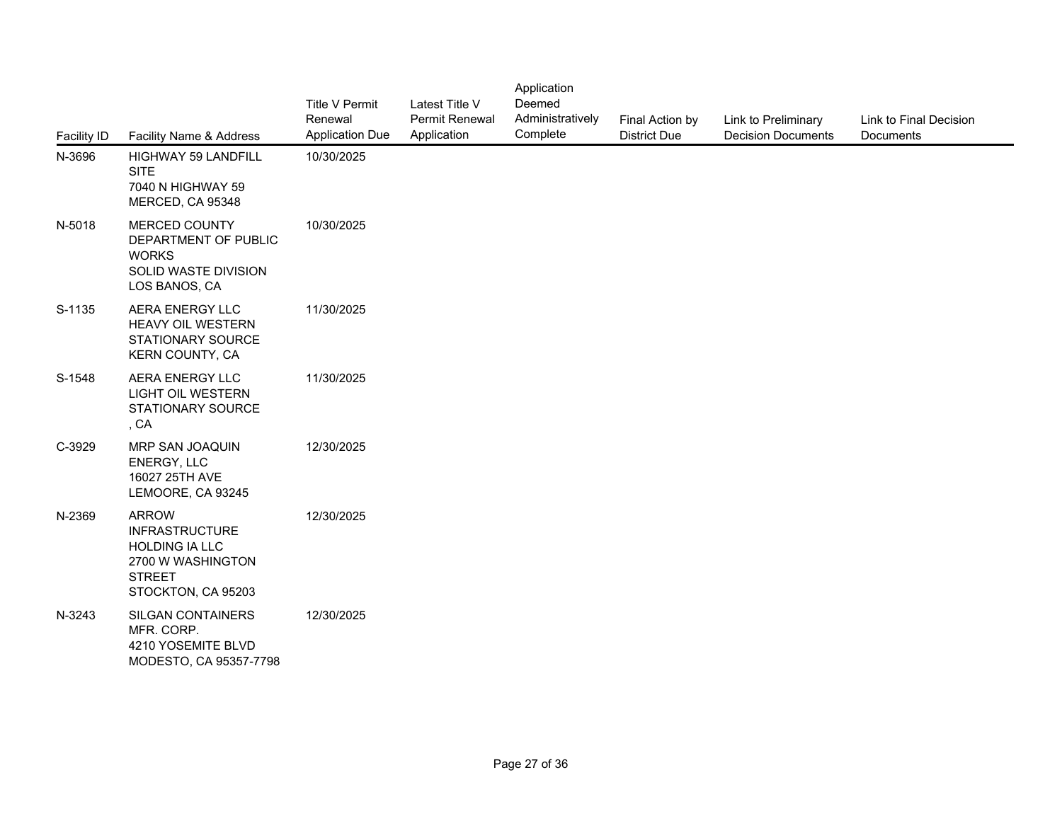| Facility ID | Facility Name & Address | Title V Permit Renewal Application Due | Latest Title V Permit Renewal Application | Application Deemed Administratively Complete | Final Action by District Due | Link to Preliminary Decision Documents | Link to Final Decision Documents |
|---|---|---|---|---|---|---|---|
| N-3696 | HIGHWAY 59 LANDFILL SITE<br>7040 N HIGHWAY 59<br>MERCED, CA 95348 | 10/30/2025 | | | | | |
| N-5018 | MERCED COUNTY DEPARTMENT OF PUBLIC WORKS<br>SOLID WASTE DIVISION<br>LOS BANOS, CA | 10/30/2025 | | | | | |
| S-1135 | AERA ENERGY LLC<br>HEAVY OIL WESTERN STATIONARY SOURCE<br>KERN COUNTY, CA | 11/30/2025 | | | | | |
| S-1548 | AERA ENERGY LLC<br>LIGHT OIL WESTERN STATIONARY SOURCE<br>, CA | 11/30/2025 | | | | | |
| C-3929 | MRP SAN JOAQUIN ENERGY, LLC<br>16027 25TH AVE<br>LEMOORE, CA 93245 | 12/30/2025 | | | | | |
| N-2369 | ARROW INFRASTRUCTURE HOLDING IA LLC<br>2700 W WASHINGTON STREET<br>STOCKTON, CA 95203 | 12/30/2025 | | | | | |
| N-3243 | SILGAN CONTAINERS MFR. CORP.<br>4210 YOSEMITE BLVD<br>MODESTO, CA 95357-7798 | 12/30/2025 | | | | | |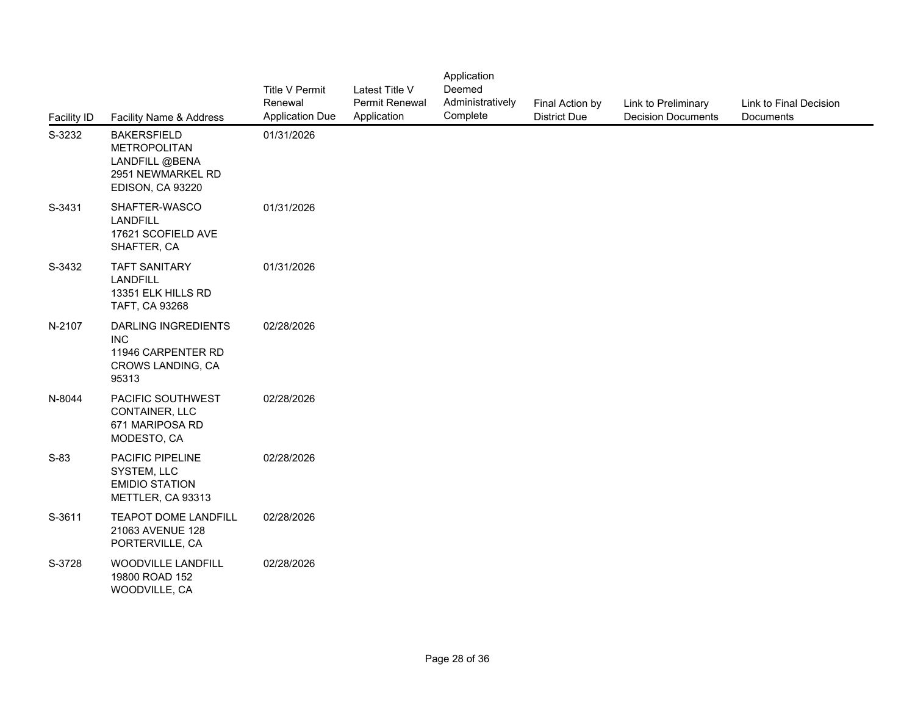| Facility ID | Facility Name & Address | Title V Permit Renewal Application Due | Latest Title V Permit Renewal Application | Application Deemed Administratively Complete | Final Action by District Due | Link to Preliminary Decision Documents | Link to Final Decision Documents |
|---|---|---|---|---|---|---|---|
| S-3232 | BAKERSFIELD METROPOLITAN LANDFILL @BENA 2951 NEWMARKEL RD EDISON, CA 93220 | 01/31/2026 | | | | | |
| S-3431 | SHAFTER-WASCO LANDFILL 17621 SCOFIELD AVE SHAFTER, CA | 01/31/2026 | | | | | |
| S-3432 | TAFT SANITARY LANDFILL 13351 ELK HILLS RD TAFT, CA 93268 | 01/31/2026 | | | | | |
| N-2107 | DARLING INGREDIENTS INC 11946 CARPENTER RD CROWS LANDING, CA 95313 | 02/28/2026 | | | | | |
| N-8044 | PACIFIC SOUTHWEST CONTAINER, LLC 671 MARIPOSA RD MODESTO, CA | 02/28/2026 | | | | | |
| S-83 | PACIFIC PIPELINE SYSTEM, LLC EMIDIO STATION METTLER, CA 93313 | 02/28/2026 | | | | | |
| S-3611 | TEAPOT DOME LANDFILL 21063 AVENUE 128 PORTERVILLE, CA | 02/28/2026 | | | | | |
| S-3728 | WOODVILLE LANDFILL 19800 ROAD 152 WOODVILLE, CA | 02/28/2026 | | | | | |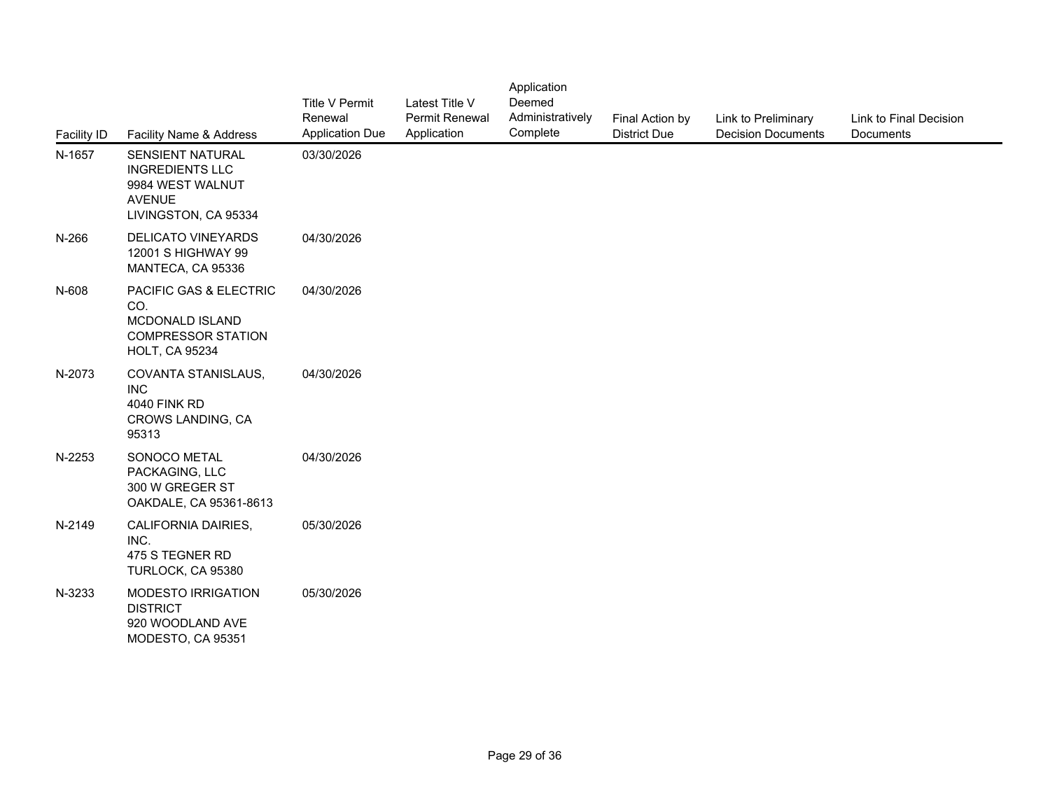| Facility ID | Facility Name & Address | Title V Permit Renewal Application Due | Latest Title V Permit Renewal Application | Application Deemed Administratively Complete | Final Action by District Due | Link to Preliminary Decision Documents | Link to Final Decision Documents |
|---|---|---|---|---|---|---|---|
| N-1657 | SENSIENT NATURAL INGREDIENTS LLC 9984 WEST WALNUT AVENUE LIVINGSTON, CA 95334 | 03/30/2026 | | | | | |
| N-266 | DELICATO VINEYARDS 12001 S HIGHWAY 99 MANTECA, CA 95336 | 04/30/2026 | | | | | |
| N-608 | PACIFIC GAS & ELECTRIC CO. MCDONALD ISLAND COMPRESSOR STATION HOLT, CA 95234 | 04/30/2026 | | | | | |
| N-2073 | COVANTA STANISLAUS, INC 4040 FINK RD CROWS LANDING, CA 95313 | 04/30/2026 | | | | | |
| N-2253 | SONOCO METAL PACKAGING, LLC 300 W GREGER ST OAKDALE, CA 95361-8613 | 04/30/2026 | | | | | |
| N-2149 | CALIFORNIA DAIRIES, INC. 475 S TEGNER RD TURLOCK, CA 95380 | 05/30/2026 | | | | | |
| N-3233 | MODESTO IRRIGATION DISTRICT 920 WOODLAND AVE MODESTO, CA 95351 | 05/30/2026 | | | | | |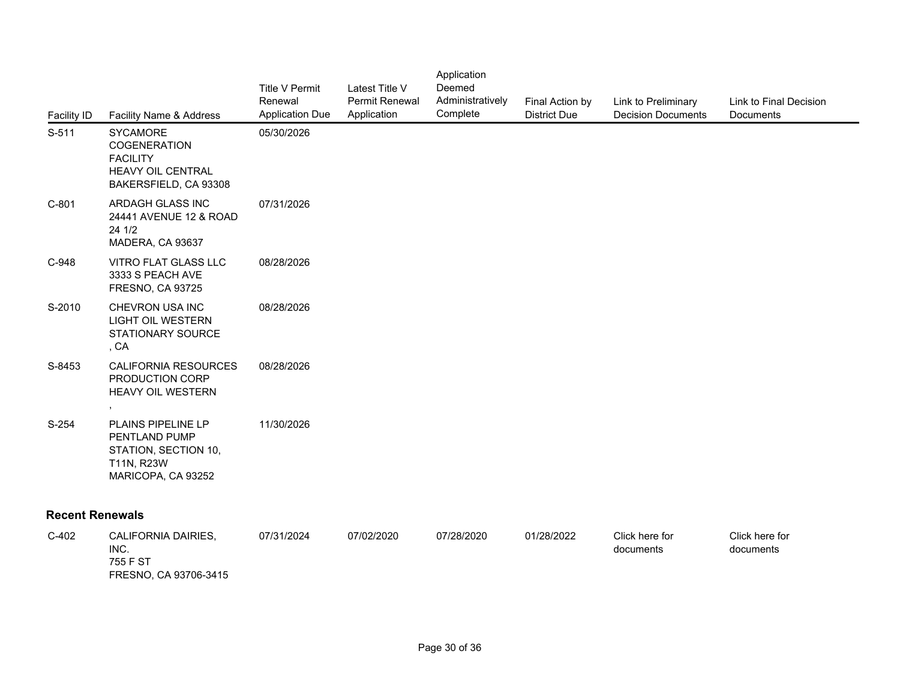| Facility ID | Facility Name & Address | Title V Permit Renewal Application Due | Latest Title V Permit Renewal Application | Application Deemed Administratively Complete | Final Action by District Due | Link to Preliminary Decision Documents | Link to Final Decision Documents |
|---|---|---|---|---|---|---|---|
| S-511 | SYCAMORE COGENERATION FACILITY<br>HEAVY OIL CENTRAL<br>BAKERSFIELD, CA 93308 | 05/30/2026 | | | | | |
| C-801 | ARDAGH GLASS INC<br>24441 AVENUE 12 & ROAD 24 1/2<br>MADERA, CA 93637 | 07/31/2026 | | | | | |
| C-948 | VITRO FLAT GLASS LLC<br>3333 S PEACH AVE<br>FRESNO, CA 93725 | 08/28/2026 | | | | | |
| S-2010 | CHEVRON USA INC<br>LIGHT OIL WESTERN STATIONARY SOURCE<br>, CA | 08/28/2026 | | | | | |
| S-8453 | CALIFORNIA RESOURCES PRODUCTION CORP<br>HEAVY OIL WESTERN<br>, | 08/28/2026 | | | | | |
| S-254 | PLAINS PIPELINE LP<br>PENTLAND PUMP STATION, SECTION 10, T11N, R23W<br>MARICOPA, CA 93252 | 11/30/2026 | | | | | |

### Recent Renewals

| Facility ID | Facility Name & Address | Title V Permit Renewal Application Due | Latest Title V Permit Renewal Application | Application Deemed Administratively Complete | Final Action by District Due | Link to Preliminary Decision Documents | Link to Final Decision Documents |
|---|---|---|---|---|---|---|---|
| C-402 | CALIFORNIA DAIRIES, INC.<br>755 F ST<br>FRESNO, CA 93706-3415 | 07/31/2024 | 07/02/2020 | 07/28/2020 | 01/28/2022 | Click here for documents | Click here for documents |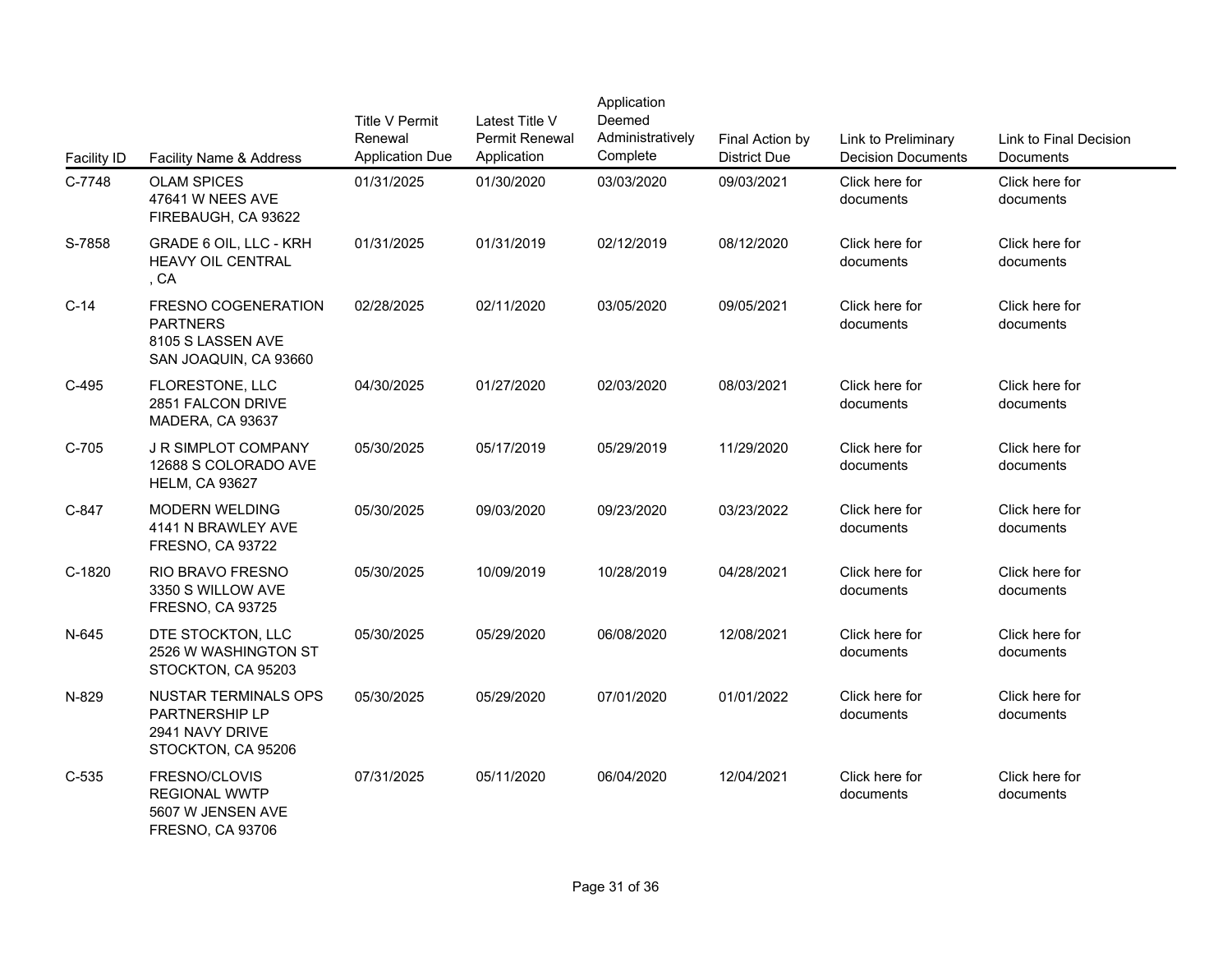| Facility ID | Facility Name & Address | Title V Permit Renewal Application Due | Latest Title V Permit Renewal Application | Application Deemed Administratively Complete | Final Action by District Due | Link to Preliminary Decision Documents | Link to Final Decision Documents |
|---|---|---|---|---|---|---|---|
| C-7748 | OLAM SPICES<br>47641 W NEES AVE<br>FIREBAUGH, CA 93622 | 01/31/2025 | 01/30/2020 | 03/03/2020 | 09/03/2021 | Click here for documents | Click here for documents |
| S-7858 | GRADE 6 OIL, LLC - KRH HEAVY OIL CENTRAL<br>, CA | 01/31/2025 | 01/31/2019 | 02/12/2019 | 08/12/2020 | Click here for documents | Click here for documents |
| C-14 | FRESNO COGENERATION PARTNERS<br>8105 S LASSEN AVE<br>SAN JOAQUIN, CA 93660 | 02/28/2025 | 02/11/2020 | 03/05/2020 | 09/05/2021 | Click here for documents | Click here for documents |
| C-495 | FLORESTONE, LLC<br>2851 FALCON DRIVE<br>MADERA, CA 93637 | 04/30/2025 | 01/27/2020 | 02/03/2020 | 08/03/2021 | Click here for documents | Click here for documents |
| C-705 | J R SIMPLOT COMPANY<br>12688 S COLORADO AVE<br>HELM, CA 93627 | 05/30/2025 | 05/17/2019 | 05/29/2019 | 11/29/2020 | Click here for documents | Click here for documents |
| C-847 | MODERN WELDING<br>4141 N BRAWLEY AVE<br>FRESNO, CA 93722 | 05/30/2025 | 09/03/2020 | 09/23/2020 | 03/23/2022 | Click here for documents | Click here for documents |
| C-1820 | RIO BRAVO FRESNO<br>3350 S WILLOW AVE<br>FRESNO, CA 93725 | 05/30/2025 | 10/09/2019 | 10/28/2019 | 04/28/2021 | Click here for documents | Click here for documents |
| N-645 | DTE STOCKTON, LLC<br>2526 W WASHINGTON ST<br>STOCKTON, CA 95203 | 05/30/2025 | 05/29/2020 | 06/08/2020 | 12/08/2021 | Click here for documents | Click here for documents |
| N-829 | NUSTAR TERMINALS OPS PARTNERSHIP LP<br>2941 NAVY DRIVE<br>STOCKTON, CA 95206 | 05/30/2025 | 05/29/2020 | 07/01/2020 | 01/01/2022 | Click here for documents | Click here for documents |
| C-535 | FRESNO/CLOVIS REGIONAL WWTP<br>5607 W JENSEN AVE<br>FRESNO, CA 93706 | 07/31/2025 | 05/11/2020 | 06/04/2020 | 12/04/2021 | Click here for documents | Click here for documents |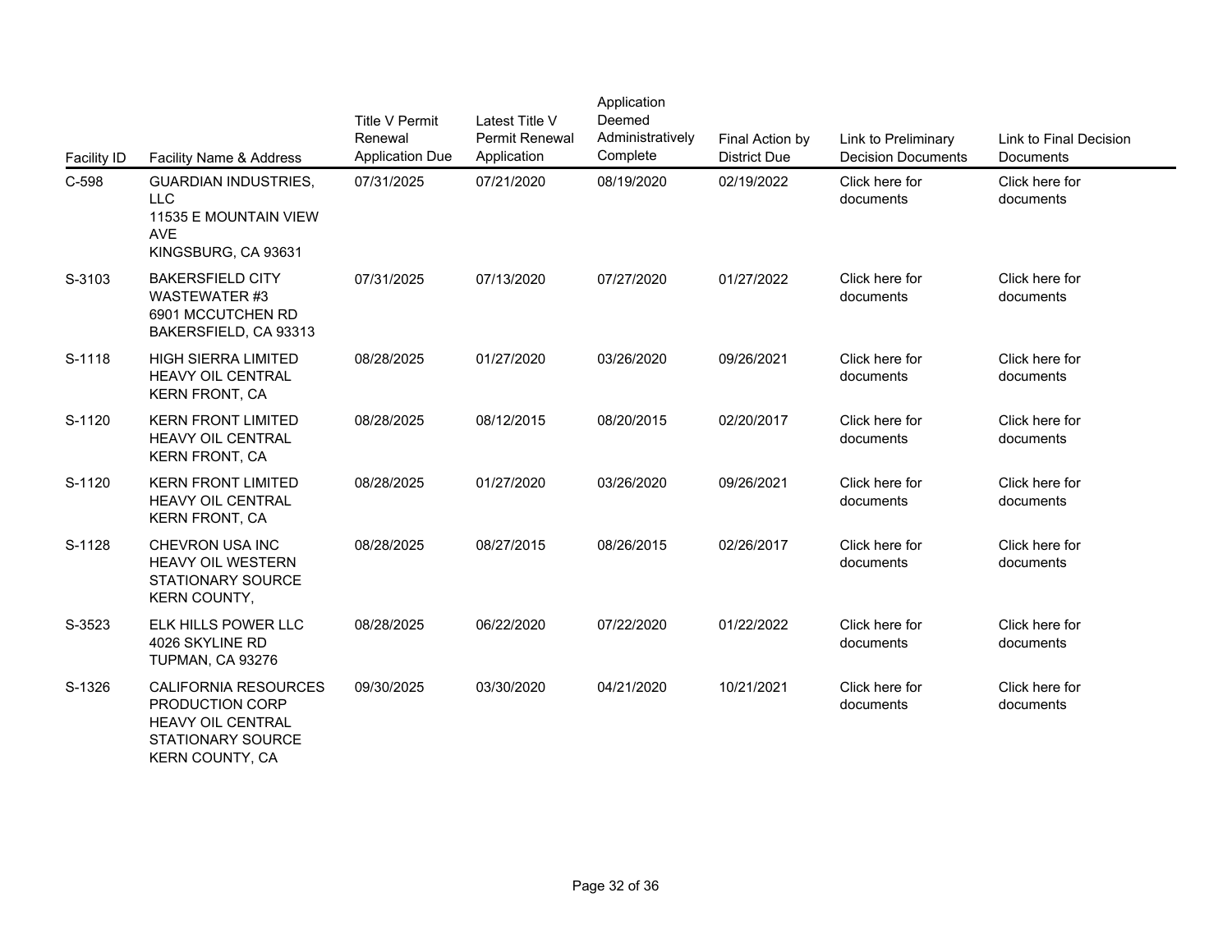| Facility ID | Facility Name & Address | Title V Permit Renewal Application Due | Latest Title V Permit Renewal Application | Application Deemed Administratively Complete | Final Action by District Due | Link to Preliminary Decision Documents | Link to Final Decision Documents |
|---|---|---|---|---|---|---|---|
| C-598 | GUARDIAN INDUSTRIES, LLC<br>11535 E MOUNTAIN VIEW AVE<br>KINGSBURG, CA 93631 | 07/31/2025 | 07/21/2020 | 08/19/2020 | 02/19/2022 | Click here for documents | Click here for documents |
| S-3103 | BAKERSFIELD CITY WASTEWATER #3<br>6901 MCCUTCHEN RD<br>BAKERSFIELD, CA 93313 | 07/31/2025 | 07/13/2020 | 07/27/2020 | 01/27/2022 | Click here for documents | Click here for documents |
| S-1118 | HIGH SIERRA LIMITED<br>HEAVY OIL CENTRAL<br>KERN FRONT, CA | 08/28/2025 | 01/27/2020 | 03/26/2020 | 09/26/2021 | Click here for documents | Click here for documents |
| S-1120 | KERN FRONT LIMITED<br>HEAVY OIL CENTRAL<br>KERN FRONT, CA | 08/28/2025 | 08/12/2015 | 08/20/2015 | 02/20/2017 | Click here for documents | Click here for documents |
| S-1120 | KERN FRONT LIMITED<br>HEAVY OIL CENTRAL<br>KERN FRONT, CA | 08/28/2025 | 01/27/2020 | 03/26/2020 | 09/26/2021 | Click here for documents | Click here for documents |
| S-1128 | CHEVRON USA INC<br>HEAVY OIL WESTERN STATIONARY SOURCE<br>KERN COUNTY, | 08/28/2025 | 08/27/2015 | 08/26/2015 | 02/26/2017 | Click here for documents | Click here for documents |
| S-3523 | ELK HILLS POWER LLC<br>4026 SKYLINE RD<br>TUPMAN, CA 93276 | 08/28/2025 | 06/22/2020 | 07/22/2020 | 01/22/2022 | Click here for documents | Click here for documents |
| S-1326 | CALIFORNIA RESOURCES PRODUCTION CORP<br>HEAVY OIL CENTRAL STATIONARY SOURCE<br>KERN COUNTY, CA | 09/30/2025 | 03/30/2020 | 04/21/2020 | 10/21/2021 | Click here for documents | Click here for documents |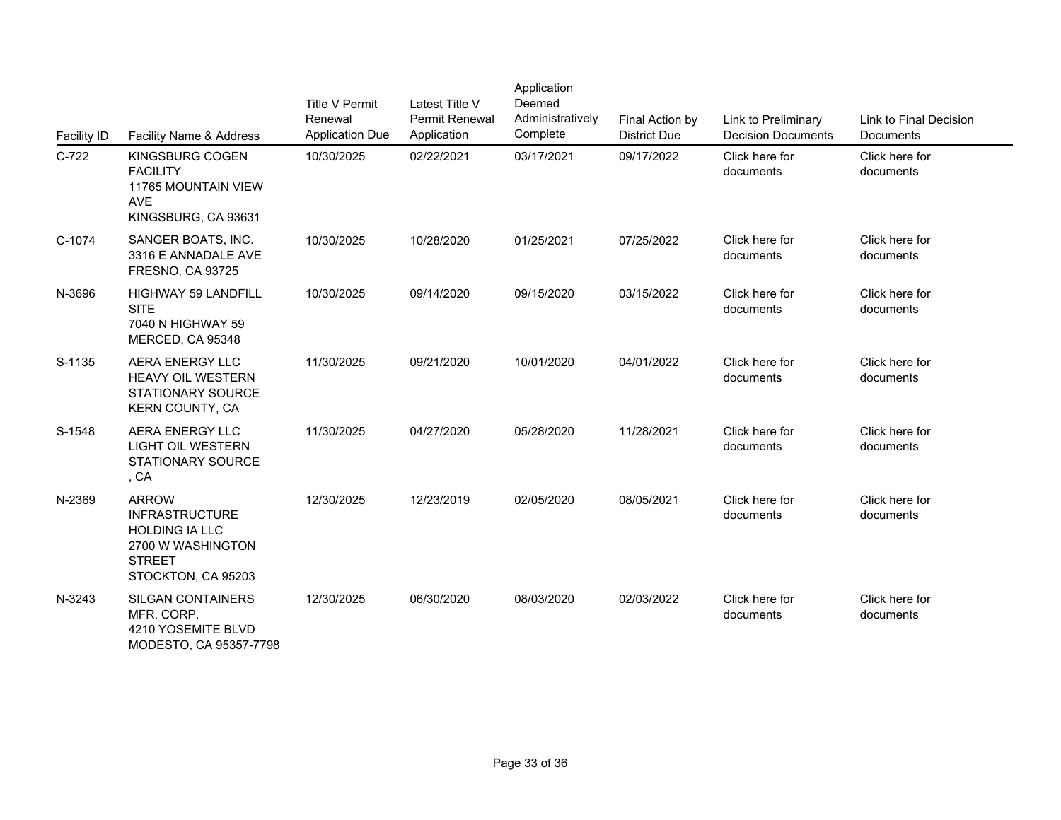| Facility ID | Facility Name & Address | Title V Permit Renewal Application Due | Latest Title V Permit Renewal Application | Application Deemed Administratively Complete | Final Action by District Due | Link to Preliminary Decision Documents | Link to Final Decision Documents |
|---|---|---|---|---|---|---|---|
| C-722 | KINGSBURG COGEN FACILITY<br>11765 MOUNTAIN VIEW AVE<br>KINGSBURG, CA 93631 | 10/30/2025 | 02/22/2021 | 03/17/2021 | 09/17/2022 | Click here for documents | Click here for documents |
| C-1074 | SANGER BOATS, INC.<br>3316 E ANNADALE AVE<br>FRESNO, CA 93725 | 10/30/2025 | 10/28/2020 | 01/25/2021 | 07/25/2022 | Click here for documents | Click here for documents |
| N-3696 | HIGHWAY 59 LANDFILL SITE<br>7040 N HIGHWAY 59<br>MERCED, CA 95348 | 10/30/2025 | 09/14/2020 | 09/15/2020 | 03/15/2022 | Click here for documents | Click here for documents |
| S-1135 | AERA ENERGY LLC HEAVY OIL WESTERN STATIONARY SOURCE<br>KERN COUNTY, CA | 11/30/2025 | 09/21/2020 | 10/01/2020 | 04/01/2022 | Click here for documents | Click here for documents |
| S-1548 | AERA ENERGY LLC LIGHT OIL WESTERN STATIONARY SOURCE<br>, CA | 11/30/2025 | 04/27/2020 | 05/28/2020 | 11/28/2021 | Click here for documents | Click here for documents |
| N-2369 | ARROW INFRASTRUCTURE HOLDING IA LLC<br>2700 W WASHINGTON STREET<br>STOCKTON, CA 95203 | 12/30/2025 | 12/23/2019 | 02/05/2020 | 08/05/2021 | Click here for documents | Click here for documents |
| N-3243 | SILGAN CONTAINERS MFR. CORP.<br>4210 YOSEMITE BLVD<br>MODESTO, CA 95357-7798 | 12/30/2025 | 06/30/2020 | 08/03/2020 | 02/03/2022 | Click here for documents | Click here for documents |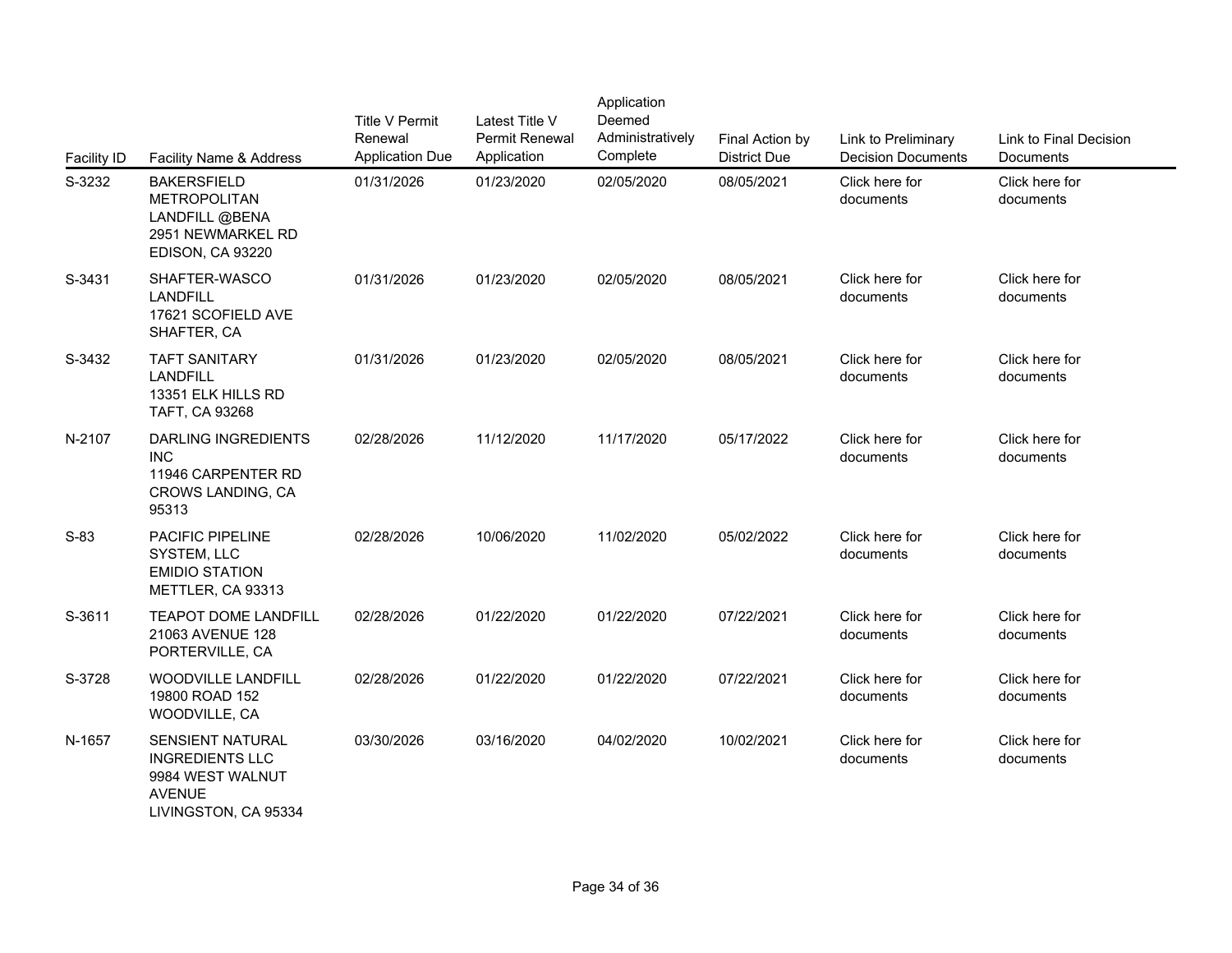| Facility ID | Facility Name & Address | Title V Permit Renewal Application Due | Latest Title V Permit Renewal Application | Application Deemed Administratively Complete | Final Action by District Due | Link to Preliminary Decision Documents | Link to Final Decision Documents |
|---|---|---|---|---|---|---|---|
| S-3232 | BAKERSFIELD METROPOLITAN LANDFILL @BENA 2951 NEWMARKEL RD EDISON, CA 93220 | 01/31/2026 | 01/23/2020 | 02/05/2020 | 08/05/2021 | Click here for documents | Click here for documents |
| S-3431 | SHAFTER-WASCO LANDFILL 17621 SCOFIELD AVE SHAFTER, CA | 01/31/2026 | 01/23/2020 | 02/05/2020 | 08/05/2021 | Click here for documents | Click here for documents |
| S-3432 | TAFT SANITARY LANDFILL 13351 ELK HILLS RD TAFT, CA 93268 | 01/31/2026 | 01/23/2020 | 02/05/2020 | 08/05/2021 | Click here for documents | Click here for documents |
| N-2107 | DARLING INGREDIENTS INC 11946 CARPENTER RD CROWS LANDING, CA 95313 | 02/28/2026 | 11/12/2020 | 11/17/2020 | 05/17/2022 | Click here for documents | Click here for documents |
| S-83 | PACIFIC PIPELINE SYSTEM, LLC EMIDIO STATION METTLER, CA 93313 | 02/28/2026 | 10/06/2020 | 11/02/2020 | 05/02/2022 | Click here for documents | Click here for documents |
| S-3611 | TEAPOT DOME LANDFILL 21063 AVENUE 128 PORTERVILLE, CA | 02/28/2026 | 01/22/2020 | 01/22/2020 | 07/22/2021 | Click here for documents | Click here for documents |
| S-3728 | WOODVILLE LANDFILL 19800 ROAD 152 WOODVILLE, CA | 02/28/2026 | 01/22/2020 | 01/22/2020 | 07/22/2021 | Click here for documents | Click here for documents |
| N-1657 | SENSIENT NATURAL INGREDIENTS LLC 9984 WEST WALNUT AVENUE LIVINGSTON, CA 95334 | 03/30/2026 | 03/16/2020 | 04/02/2020 | 10/02/2021 | Click here for documents | Click here for documents |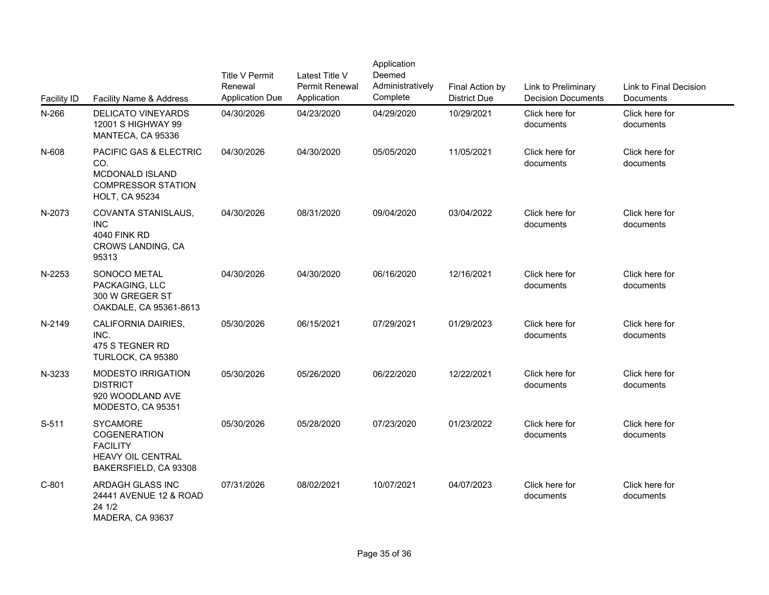| Facility ID | Facility Name & Address | Title V Permit Renewal Application Due | Latest Title V Permit Renewal Application | Application Deemed Administratively Complete | Final Action by District Due | Link to Preliminary Decision Documents | Link to Final Decision Documents |
|---|---|---|---|---|---|---|---|
| N-266 | DELICATO VINEYARDS 12001 S HIGHWAY 99 MANTECA, CA 95336 | 04/30/2026 | 04/23/2020 | 04/29/2020 | 10/29/2021 | Click here for documents | Click here for documents |
| N-608 | PACIFIC GAS & ELECTRIC CO. MCDONALD ISLAND COMPRESSOR STATION HOLT, CA 95234 | 04/30/2026 | 04/30/2020 | 05/05/2020 | 11/05/2021 | Click here for documents | Click here for documents |
| N-2073 | COVANTA STANISLAUS, INC 4040 FINK RD CROWS LANDING, CA 95313 | 04/30/2026 | 08/31/2020 | 09/04/2020 | 03/04/2022 | Click here for documents | Click here for documents |
| N-2253 | SONOCO METAL PACKAGING, LLC 300 W GREGER ST OAKDALE, CA 95361-8613 | 04/30/2026 | 04/30/2020 | 06/16/2020 | 12/16/2021 | Click here for documents | Click here for documents |
| N-2149 | CALIFORNIA DAIRIES, INC. 475 S TEGNER RD TURLOCK, CA 95380 | 05/30/2026 | 06/15/2021 | 07/29/2021 | 01/29/2023 | Click here for documents | Click here for documents |
| N-3233 | MODESTO IRRIGATION DISTRICT 920 WOODLAND AVE MODESTO, CA 95351 | 05/30/2026 | 05/26/2020 | 06/22/2020 | 12/22/2021 | Click here for documents | Click here for documents |
| S-511 | SYCAMORE COGENERATION FACILITY HEAVY OIL CENTRAL BAKERSFIELD, CA 93308 | 05/30/2026 | 05/28/2020 | 07/23/2020 | 01/23/2022 | Click here for documents | Click here for documents |
| C-801 | ARDAGH GLASS INC 24441 AVENUE 12 & ROAD 24 1/2 MADERA, CA 93637 | 07/31/2026 | 08/02/2021 | 10/07/2021 | 04/07/2023 | Click here for documents | Click here for documents |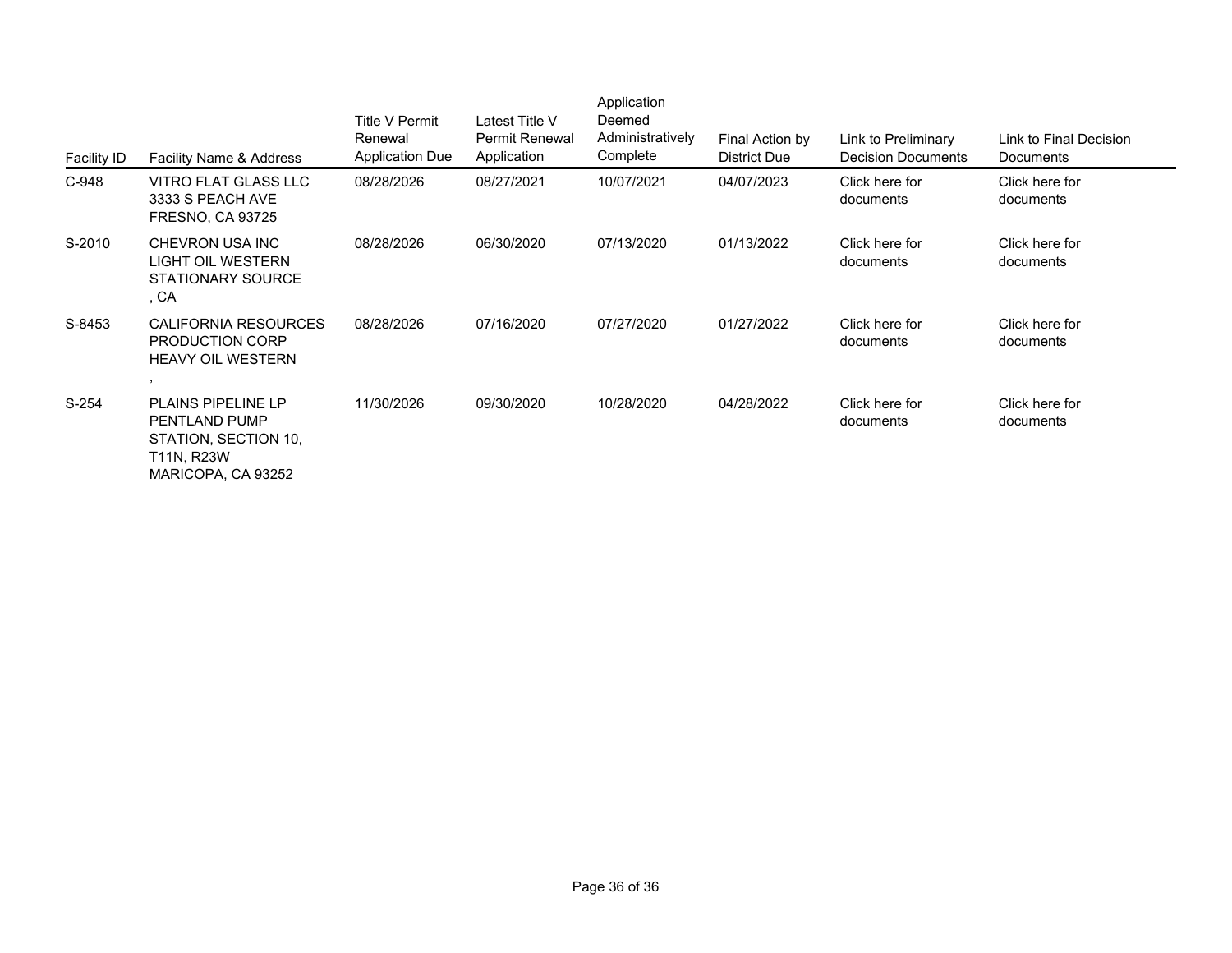| Facility ID | Facility Name & Address | Title V Permit Renewal Application Due | Latest Title V Permit Renewal Application | Application Deemed Administratively Complete | Final Action by District Due | Link to Preliminary Decision Documents | Link to Final Decision Documents |
|---|---|---|---|---|---|---|---|
| C-948 | VITRO FLAT GLASS LLC<br>3333 S PEACH AVE<br>FRESNO, CA 93725 | 08/28/2026 | 08/27/2021 | 10/07/2021 | 04/07/2023 | Click here for documents | Click here for documents |
| S-2010 | CHEVRON USA INC<br>LIGHT OIL WESTERN STATIONARY SOURCE<br>, CA | 08/28/2026 | 06/30/2020 | 07/13/2020 | 01/13/2022 | Click here for documents | Click here for documents |
| S-8453 | CALIFORNIA RESOURCES PRODUCTION CORP<br>HEAVY OIL WESTERN<br>, | 08/28/2026 | 07/16/2020 | 07/27/2020 | 01/27/2022 | Click here for documents | Click here for documents |
| S-254 | PLAINS PIPELINE LP<br>PENTLAND PUMP STATION, SECTION 10, T11N, R23W<br>MARICOPA, CA 93252 | 11/30/2026 | 09/30/2020 | 10/28/2020 | 04/28/2022 | Click here for documents | Click here for documents |